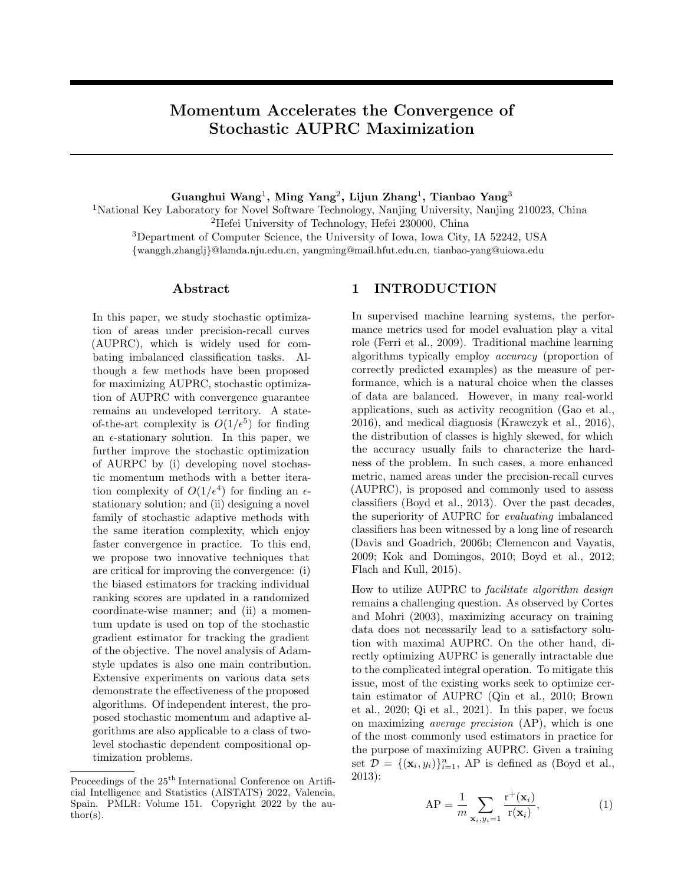# Momentum Accelerates the Convergence of Stochastic AUPRC Maximization

**Guanghui Wang[1], Ming Yang[2], Lijun Zhang[1], Tianbao Yang[3]**

[1]National Key Laboratory for Novel Software Technology, Nanjing University, Nanjing 210023, China
[2]Hefei University of Technology, Hefei 230000, China
[3]Department of Computer Science, the University of Iowa, Iowa City, IA 52242, USA
{wanggh,zhanglj}@lamda.nju.edu.cn, yangming@mail.hfut.edu.cn, tianbao-yang@uiowa.edu

## Abstract

In this paper, we study stochastic optimization of areas under precision-recall curves (AUPRC), which is widely used for combating imbalanced classification tasks. Although a few methods have been proposed for maximizing AUPRC, stochastic optimization of AUPRC with convergence guarantee remains an undeveloped territory. A state-of-the-art complexity is $O(1/\epsilon^5)$ for finding an $\epsilon$-stationary solution. In this paper, we further improve the stochastic optimization of AURPC by (i) developing novel stochastic momentum methods with a better iteration complexity of $O(1/\epsilon^4)$ for finding an $\epsilon$-stationary solution; and (ii) designing a novel family of stochastic adaptive methods with the same iteration complexity, which enjoy faster convergence in practice. To this end, we propose two innovative techniques that are critical for improving the convergence: (i) the biased estimators for tracking individual ranking scores are updated in a randomized coordinate-wise manner; and (ii) a momentum update is used on top of the stochastic gradient estimator for tracking the gradient of the objective. The novel analysis of Adam-style updates is also one main contribution. Extensive experiments on various data sets demonstrate the effectiveness of the proposed algorithms. Of independent interest, the proposed stochastic momentum and adaptive algorithms are also applicable to a class of two-level stochastic dependent compositional optimization problems.

## 1 INTRODUCTION

In supervised machine learning systems, the performance metrics used for model evaluation play a vital role (Ferri et al., 2009). Traditional machine learning algorithms typically employ *accuracy* (proportion of correctly predicted examples) as the measure of performance, which is a natural choice when the classes of data are balanced. However, in many real-world applications, such as activity recognition (Gao et al., 2016), and medical diagnosis (Krawczyk et al., 2016), the distribution of classes is highly skewed, for which the accuracy usually fails to characterize the hardness of the problem. In such cases, a more enhanced metric, named areas under the precision-recall curves (AUPRC), is proposed and commonly used to assess classifiers (Boyd et al., 2013). Over the past decades, the superiority of AUPRC for *evaluating* imbalanced classifiers has been witnessed by a long line of research (Davis and Goadrich, 2006b; Clemencon and Vayatis, 2009; Kok and Domingos, 2010; Boyd et al., 2012; Flach and Kull, 2015).

How to utilize AUPRC to *facilitate algorithm design* remains a challenging question. As observed by Cortes and Mohri (2003), maximizing accuracy on training data does not necessarily lead to a satisfactory solution with maximal AUPRC. On the other hand, directly optimizing AUPRC is generally intractable due to the complicated integral operation. To mitigate this issue, most of the existing works seek to optimize certain estimator of AUPRC (Qin et al., 2010; Brown et al., 2020; Qi et al., 2021). In this paper, we focus on maximizing *average precision* (AP), which is one of the most commonly used estimators in practice for the purpose of maximizing AUPRC. Given a training set $\mathcal{D} = \{(\mathbf{x}_i, y_i)\}_{i=1}^n$, AP is defined as (Boyd et al., 2013):

$$\text{AP} = \frac{1}{m} \sum_{\mathbf{x}_i, y_i=1} \frac{\mathrm{r}^+(\mathbf{x}_i)}{\mathrm{r}(\mathbf{x}_i)}, \tag{1}$$

Proceedings of the 25[th] International Conference on Artificial Intelligence and Statistics (AISTATS) 2022, Valencia, Spain. PMLR: Volume 151. Copyright 2022 by the author(s).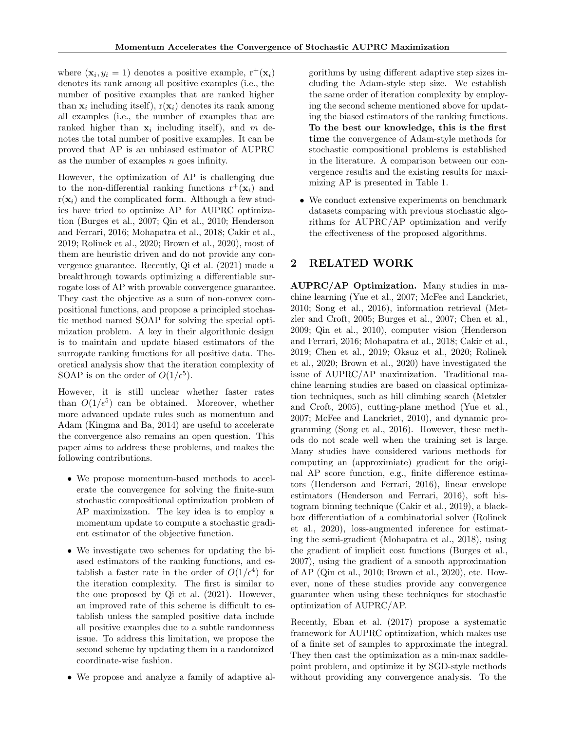where $(\mathbf{x}_i, y_i = 1)$ denotes a positive example, $\mathrm{r}^+(\mathbf{x}_i)$ denotes its rank among all positive examples (i.e., the number of positive examples that are ranked higher than $\mathbf{x}_i$ including itself), $\mathrm{r}(\mathbf{x}_i)$ denotes its rank among all examples (i.e., the number of examples that are ranked higher than $\mathbf{x}_i$ including itself), and $m$ denotes the total number of positive examples. It can be proved that AP is an unbiased estimator of AUPRC as the number of examples $n$ goes infinity.

However, the optimization of AP is challenging due to the non-differential ranking functions $\mathrm{r}^+(\mathbf{x}_i)$ and $\mathrm{r}(\mathbf{x}_i)$ and the complicated form. Although a few studies have tried to optimize AP for AUPRC optimization (Burges et al., 2007; Qin et al., 2010; Henderson and Ferrari, 2016; Mohapatra et al., 2018; Cakir et al., 2019; Rolinek et al., 2020; Brown et al., 2020), most of them are heuristic driven and do not provide any convergence guarantee. Recently, Qi et al. (2021) made a breakthrough towards optimizing a differentiable surrogate loss of AP with provable convergence guarantee. They cast the objective as a sum of non-convex compositional functions, and propose a principled stochastic method named SOAP for solving the special optimization problem. A key in their algorithmic design is to maintain and update biased estimators of the surrogate ranking functions for all positive data. Theoretical analysis show that the iteration complexity of SOAP is on the order of $O(1/\epsilon^5)$.

However, it is still unclear whether faster rates than $O(1/\epsilon^5)$ can be obtained. Moreover, whether more advanced update rules such as momentum and Adam (Kingma and Ba, 2014) are useful to accelerate the convergence also remains an open question. This paper aims to address these problems, and makes the following contributions.

- We propose momentum-based methods to accelerate the convergence for solving the finite-sum stochastic compositional optimization problem of AP maximization. The key idea is to employ a momentum update to compute a stochastic gradient estimator of the objective function.
- We investigate two schemes for updating the biased estimators of the ranking functions, and establish a faster rate in the order of $O(1/\epsilon^4)$ for the iteration complexity. The first is similar to the one proposed by Qi et al. (2021). However, an improved rate of this scheme is difficult to establish unless the sampled positive data include all positive examples due to a subtle randomness issue. To address this limitation, we propose the second scheme by updating them in a randomized coordinate-wise fashion.
- We propose and analyze a family of adaptive algorithms by using different adaptive step sizes including the Adam-style step size. We establish the same order of iteration complexity by employing the second scheme mentioned above for updating the biased estimators of the ranking functions. **To the best our knowledge, this is the first time** the convergence of Adam-style methods for stochastic compositional problems is established in the literature. A comparison between our convergence results and the existing results for maximizing AP is presented in Table 1.
- We conduct extensive experiments on benchmark datasets comparing with previous stochastic algorithms for AUPRC/AP optimization and verify the effectiveness of the proposed algorithms.

## 2 RELATED WORK

**AUPRC/AP Optimization.** Many studies in machine learning (Yue et al., 2007; McFee and Lanckriet, 2010; Song et al., 2016), information retrieval (Metzler and Croft, 2005; Burges et al., 2007; Chen et al., 2009; Qin et al., 2010), computer vision (Henderson and Ferrari, 2016; Mohapatra et al., 2018; Cakir et al., 2019; Chen et al., 2019; Oksuz et al., 2020; Rolinek et al., 2020; Brown et al., 2020) have investigated the issue of AUPRC/AP maximization. Traditional machine learning studies are based on classical optimization techniques, such as hill climbing search (Metzler and Croft, 2005), cutting-plane method (Yue et al., 2007; McFee and Lanckriet, 2010), and dynamic programming (Song et al., 2016). However, these methods do not scale well when the training set is large. Many studies have considered various methods for computing an (approximiate) gradient for the original AP score function, e.g., finite difference estimators (Henderson and Ferrari, 2016), linear envelope estimators (Henderson and Ferrari, 2016), soft histogram binning technique (Cakir et al., 2019), a blackbox differentiation of a combinatorial solver (Rolinek et al., 2020), loss-augmented inference for estimating the semi-gradient (Mohapatra et al., 2018), using the gradient of implicit cost functions (Burges et al., 2007), using the gradient of a smooth approximation of AP (Qin et al., 2010; Brown et al., 2020), etc. However, none of these studies provide any convergence guarantee when using these techniques for stochastic optimization of AUPRC/AP.

Recently, Eban et al. (2017) propose a systematic framework for AUPRC optimization, which makes use of a finite set of samples to approximate the integral. They then cast the optimization as a min-max saddle-point problem, and optimize it by SGD-style methods without providing any convergence analysis. To the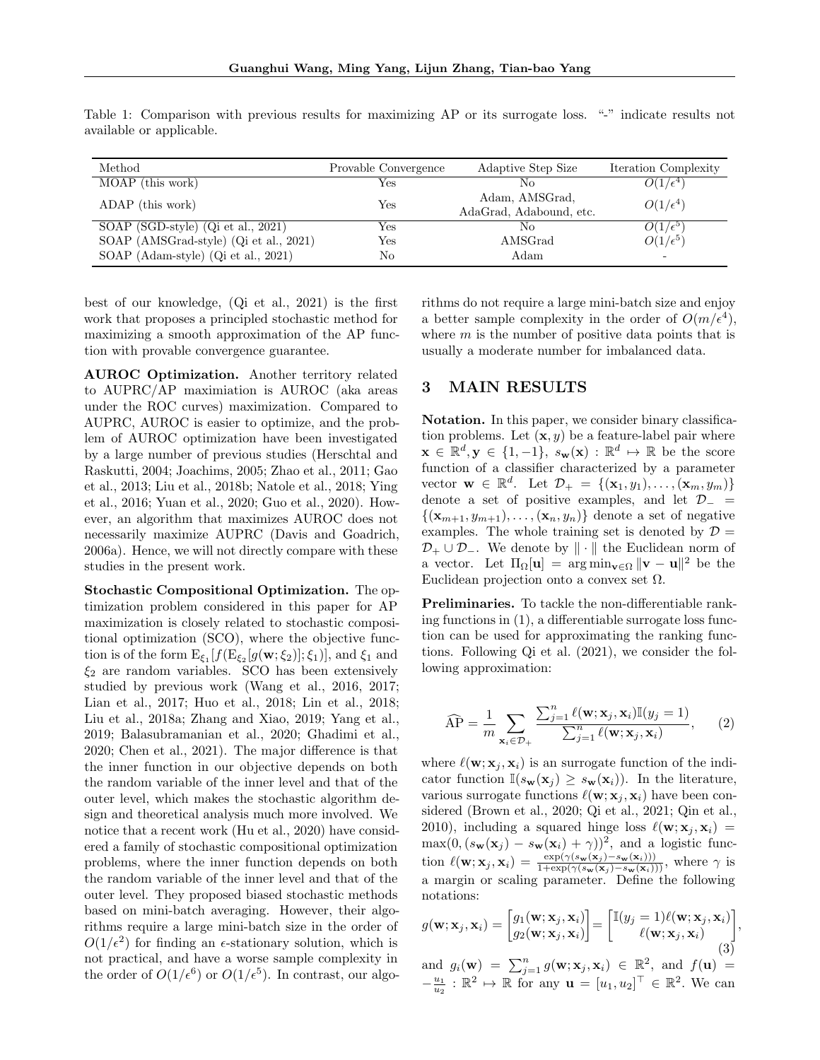Table 1: Comparison with previous results for maximizing AP or its surrogate loss. "-" indicate results not available or applicable.

| Method | Provable Convergence | Adaptive Step Size | Iteration Complexity |
|---|---|---|---|
| MOAP (this work) | Yes | No | $O(1/\epsilon^4)$ |
| ADAP (this work) | Yes | Adam, AMSGrad, AdaGrad, Adabound, etc. | $O(1/\epsilon^4)$ |
| SOAP (SGD-style) (Qi et al., 2021) | Yes | No | $O(1/\epsilon^5)$ |
| SOAP (AMSGrad-style) (Qi et al., 2021) | Yes | AMSGrad | $O(1/\epsilon^5)$ |
| SOAP (Adam-style) (Qi et al., 2021) | No | Adam | - |

best of our knowledge, (Qi et al., 2021) is the first work that proposes a principled stochastic method for maximizing a smooth approximation of the AP function with provable convergence guarantee.

**AUROC Optimization.** Another territory related to AUPRC/AP maximiation is AUROC (aka areas under the ROC curves) maximization. Compared to AUPRC, AUROC is easier to optimize, and the problem of AUROC optimization have been investigated by a large number of previous studies (Herschtal and Raskutti, 2004; Joachims, 2005; Zhao et al., 2011; Gao et al., 2013; Liu et al., 2018b; Natole et al., 2018; Ying et al., 2016; Yuan et al., 2020; Guo et al., 2020). However, an algorithm that maximizes AUROC does not necessarily maximize AUPRC (Davis and Goadrich, 2006a). Hence, we will not directly compare with these studies in the present work.

**Stochastic Compositional Optimization.** The optimization problem considered in this paper for AP maximization is closely related to stochastic compositional optimization (SCO), where the objective function is of the form $\mathrm{E}_{\xi_1}[f(\mathrm{E}_{\xi_2}[g(\mathbf{w};\xi_2)];\xi_1)]$, and $\xi_1$ and $\xi_2$ are random variables. SCO has been extensively studied by previous work (Wang et al., 2016, 2017; Lian et al., 2017; Huo et al., 2018; Lin et al., 2018; Liu et al., 2018a; Zhang and Xiao, 2019; Yang et al., 2019; Balasubramanian et al., 2020; Ghadimi et al., 2020; Chen et al., 2021). The major difference is that the inner function in our objective depends on both the random variable of the inner level and that of the outer level, which makes the stochastic algorithm design and theoretical analysis much more involved. We notice that a recent work (Hu et al., 2020) have considered a family of stochastic compositional optimization problems, where the inner function depends on both the random variable of the inner level and that of the outer level. They proposed biased stochastic methods based on mini-batch averaging. However, their algorithms require a large mini-batch size in the order of $O(1/\epsilon^2)$ for finding an $\epsilon$-stationary solution, which is not practical, and have a worse sample complexity in the order of $O(1/\epsilon^6)$ or $O(1/\epsilon^5)$. In contrast, our algorithms do not require a large mini-batch size and enjoy a better sample complexity in the order of $O(m/\epsilon^4)$, where $m$ is the number of positive data points that is usually a moderate number for imbalanced data.

# 3 MAIN RESULTS

**Notation.** In this paper, we consider binary classification problems. Let $(\mathbf{x}, y)$ be a feature-label pair where $\mathbf{x} \in \mathbb{R}^d, \mathbf{y} \in \{1, -1\}$, $s_{\mathbf{w}}(\mathbf{x}) : \mathbb{R}^d \mapsto \mathbb{R}$ be the score function of a classifier characterized by a parameter vector $\mathbf{w} \in \mathbb{R}^d$. Let $\mathcal{D}_+ = \{(\mathbf{x}_1, y_1), \ldots, (\mathbf{x}_m, y_m)\}$ denote a set of positive examples, and let $\mathcal{D}_- = \{(\mathbf{x}_{m+1}, y_{m+1}), \ldots, (\mathbf{x}_n, y_n)\}$ denote a set of negative examples. The whole training set is denoted by $\mathcal{D} = \mathcal{D}_+ \cup \mathcal{D}_-$. We denote by $\|\cdot\|$ the Euclidean norm of a vector. Let $\Pi_\Omega[\mathbf{u}] = \arg\min_{\mathbf{v}\in\Omega} \|\mathbf{v} - \mathbf{u}\|^2$ be the Euclidean projection onto a convex set $\Omega$.

**Preliminaries.** To tackle the non-differentiable ranking functions in (1), a differentiable surrogate loss function can be used for approximating the ranking functions. Following Qi et al. (2021), we consider the following approximation:

$$\widehat{\mathrm{AP}} = \frac{1}{m} \sum_{\mathbf{x}_i \in \mathcal{D}_+} \frac{\sum_{j=1}^n \ell(\mathbf{w}; \mathbf{x}_j, \mathbf{x}_i) \mathbb{I}(y_j = 1)}{\sum_{j=1}^n \ell(\mathbf{w}; \mathbf{x}_j, \mathbf{x}_i)}, \tag{2}$$

where $\ell(\mathbf{w}; \mathbf{x}_j, \mathbf{x}_i)$ is an surrogate function of the indicator function $\mathbb{I}(s_{\mathbf{w}}(\mathbf{x}_j) \geq s_{\mathbf{w}}(\mathbf{x}_i))$. In the literature, various surrogate functions $\ell(\mathbf{w}; \mathbf{x}_j, \mathbf{x}_i)$ have been considered (Brown et al., 2020; Qi et al., 2021; Qin et al., 2010), including a squared hinge loss $\ell(\mathbf{w}; \mathbf{x}_j, \mathbf{x}_i) = \max(0, (s_{\mathbf{w}}(\mathbf{x}_j) - s_{\mathbf{w}}(\mathbf{x}_i) + \gamma))^2$, and a logistic function $\ell(\mathbf{w}; \mathbf{x}_j, \mathbf{x}_i) = \frac{\exp(\gamma(s_{\mathbf{w}}(\mathbf{x}_j) - s_{\mathbf{w}}(\mathbf{x}_i)))}{1+\exp(\gamma(s_{\mathbf{w}}(\mathbf{x}_j) - s_{\mathbf{w}}(\mathbf{x}_i)))}$, where $\gamma$ is a margin or scaling parameter. Define the following notations:

$$g(\mathbf{w}; \mathbf{x}_j, \mathbf{x}_i) = \begin{bmatrix} g_1(\mathbf{w}; \mathbf{x}_j, \mathbf{x}_i) \\ g_2(\mathbf{w}; \mathbf{x}_j, \mathbf{x}_i) \end{bmatrix} = \begin{bmatrix} \mathbb{I}(y_j = 1)\ell(\mathbf{w}; \mathbf{x}_j, \mathbf{x}_i) \\ \ell(\mathbf{w}; \mathbf{x}_j, \mathbf{x}_i) \end{bmatrix}, \tag{3}$$

and $g_i(\mathbf{w}) = \sum_{j=1}^n g(\mathbf{w}; \mathbf{x}_j, \mathbf{x}_i) \in \mathbb{R}^2$, and $f(\mathbf{u}) = -\frac{u_1}{u_2} : \mathbb{R}^2 \mapsto \mathbb{R}$ for any $\mathbf{u} = [u_1, u_2]^\top \in \mathbb{R}^2$. We can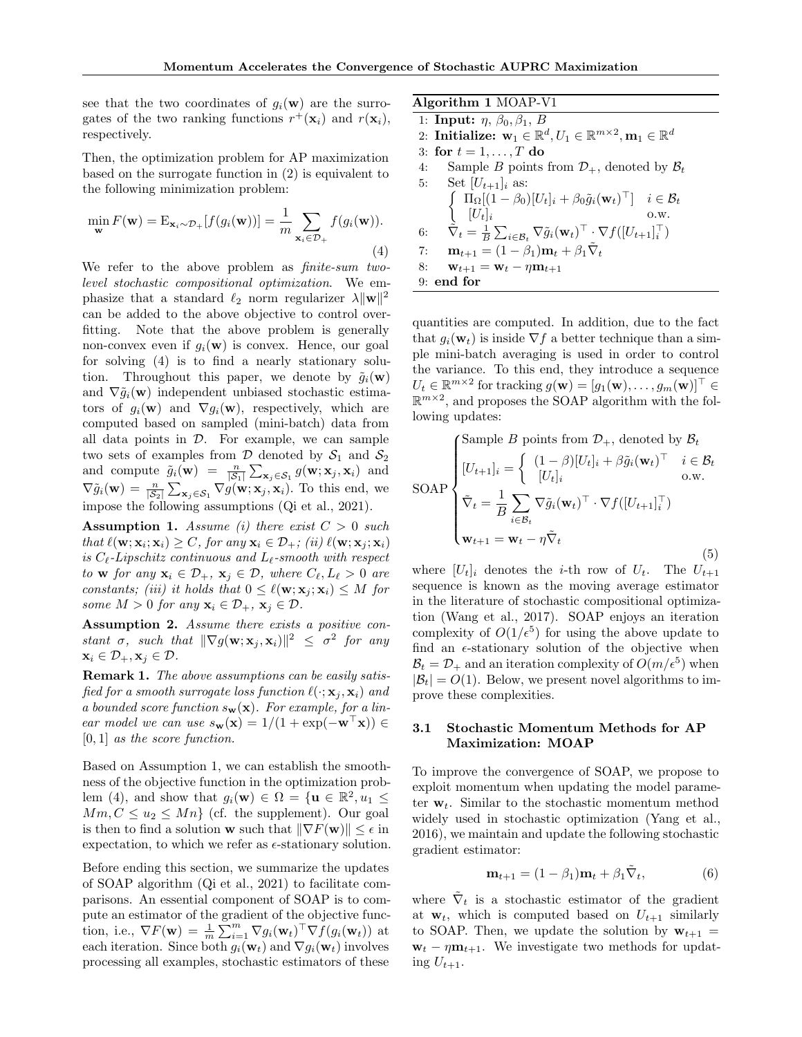see that the two coordinates of $g_i(\mathbf{w})$ are the surrogates of the two ranking functions $r^+(\mathbf{x}_i)$ and $r(\mathbf{x}_i)$, respectively.

Then, the optimization problem for AP maximization based on the surrogate function in (2) is equivalent to the following minimization problem:

$$\min_{\mathbf{w}} F(\mathbf{w}) = \mathrm{E}_{\mathbf{x}_i \sim \mathcal{D}_+}[f(g_i(\mathbf{w}))] = \frac{1}{m} \sum_{\mathbf{x}_i \in \mathcal{D}_+} f(g_i(\mathbf{w})). \tag{4}$$

We refer to the above problem as *finite-sum two-level stochastic compositional optimization*. We emphasize that a standard $\ell_2$ norm regularizer $\lambda \|\mathbf{w}\|^2$ can be added to the above objective to control overfitting. Note that the above problem is generally non-convex even if $g_i(\mathbf{w})$ is convex. Hence, our goal for solving (4) is to find a nearly stationary solution. Throughout this paper, we denote by $\tilde{g}_i(\mathbf{w})$ and $\nabla \tilde{g}_i(\mathbf{w})$ independent unbiased stochastic estimators of $g_i(\mathbf{w})$ and $\nabla g_i(\mathbf{w})$, respectively, which are computed based on sampled (mini-batch) data from all data points in $\mathcal{D}$. For example, we can sample two sets of examples from $\mathcal{D}$ denoted by $\mathcal{S}_1$ and $\mathcal{S}_2$ and compute $\tilde{g}_i(\mathbf{w}) = \frac{n}{|\mathcal{S}_1|} \sum_{\mathbf{x}_j \in \mathcal{S}_1} g(\mathbf{w}; \mathbf{x}_j, \mathbf{x}_i)$ and $\nabla \tilde{g}_i(\mathbf{w}) = \frac{n}{|\mathcal{S}_2|} \sum_{\mathbf{x}_j \in \mathcal{S}_1} \nabla g(\mathbf{w}; \mathbf{x}_j, \mathbf{x}_i)$. To this end, we impose the following assumptions (Qi et al., 2021).

**Assumption 1.** *Assume (i) there exist $C > 0$ such that $\ell(\mathbf{w}; \mathbf{x}_i; \mathbf{x}_i) \geq C$, for any $\mathbf{x}_i \in \mathcal{D}_+$; (ii) $\ell(\mathbf{w}; \mathbf{x}_j; \mathbf{x}_i)$ is $C_\ell$-Lipschitz continuous and $L_\ell$-smooth with respect to $\mathbf{w}$ for any $\mathbf{x}_i \in \mathcal{D}_+$, $\mathbf{x}_j \in \mathcal{D}$, where $C_\ell, L_\ell > 0$ are constants; (iii) it holds that $0 \leq \ell(\mathbf{w}; \mathbf{x}_j; \mathbf{x}_i) \leq M$ for some $M > 0$ for any $\mathbf{x}_i \in \mathcal{D}_+$, $\mathbf{x}_j \in \mathcal{D}$.*

**Assumption 2.** *Assume there exists a positive constant $\sigma$, such that $\|\nabla g(\mathbf{w}; \mathbf{x}_j, \mathbf{x}_i)\|^2 \leq \sigma^2$ for any $\mathbf{x}_i \in \mathcal{D}_+, \mathbf{x}_j \in \mathcal{D}$.*

**Remark 1.** *The above assumptions can be easily satisfied for a smooth surrogate loss function $\ell(\cdot; \mathbf{x}_j, \mathbf{x}_i)$ and a bounded score function $s_{\mathbf{w}}(\mathbf{x})$. For example, for a linear model we can use $s_{\mathbf{w}}(\mathbf{x}) = 1/(1 + \exp(-\mathbf{w}^\top \mathbf{x})) \in [0, 1]$ as the score function.*

Based on Assumption 1, we can establish the smoothness of the objective function in the optimization problem (4), and show that $g_i(\mathbf{w}) \in \Omega = \{\mathbf{u} \in \mathbb{R}^2, u_1 \leq Mm, C \leq u_2 \leq Mn\}$ (cf. the supplement). Our goal is then to find a solution $\mathbf{w}$ such that $\|\nabla F(\mathbf{w})\| \leq \epsilon$ in expectation, to which we refer as $\epsilon$-stationary solution.

Before ending this section, we summarize the updates of SOAP algorithm (Qi et al., 2021) to facilitate comparisons. An essential component of SOAP is to compute an estimator of the gradient of the objective function, i.e., $\nabla F(\mathbf{w}) = \frac{1}{m} \sum_{i=1}^m \nabla g_i(\mathbf{w}_t)^\top \nabla f(g_i(\mathbf{w}_t))$ at each iteration. Since both $g_i(\mathbf{w}_t)$ and $\nabla g_i(\mathbf{w}_t)$ involves processing all examples, stochastic estimators of these

**Algorithm 1** MOAP-V1

1: **Input:** $\eta$, $\beta_0, \beta_1$, $B$
2: **Initialize:** $\mathbf{w}_1 \in \mathbb{R}^d, U_1 \in \mathbb{R}^{m \times 2}, \mathbf{m}_1 \in \mathbb{R}^d$
3: **for** $t = 1, \ldots, T$ **do**
4: Sample $B$ points from $\mathcal{D}_+$, denoted by $\mathcal{B}_t$
5: Set $[U_{t+1}]_i$ as: $\begin{cases} \Pi_\Omega[(1-\beta_0)[U_t]_i + \beta_0 \tilde{g}_i(\mathbf{w}_t)^\top] & i \in \mathcal{B}_t \\ [U_t]_i & \text{o.w.} \end{cases}$
6: $\tilde{\nabla}_t = \frac{1}{B} \sum_{i \in \mathcal{B}_t} \nabla \tilde{g}_i(\mathbf{w}_t)^\top \cdot \nabla f([U_{t+1}]_i^\top)$
7: $\mathbf{m}_{t+1} = (1-\beta_1)\mathbf{m}_t + \beta_1 \tilde{\nabla}_t$
8: $\mathbf{w}_{t+1} = \mathbf{w}_t - \eta \mathbf{m}_{t+1}$
9: **end for**

quantities are computed. In addition, due to the fact that $g_i(\mathbf{w}_t)$ is inside $\nabla f$ a better technique than a simple mini-batch averaging is used in order to control the variance. To this end, they introduce a sequence $U_t \in \mathbb{R}^{m \times 2}$ for tracking $g(\mathbf{w}) = [g_1(\mathbf{w}), \ldots, g_m(\mathbf{w})]^\top \in \mathbb{R}^{m \times 2}$, and proposes the SOAP algorithm with the following updates:

$$\text{SOAP} \begin{cases} \text{Sample } B \text{ points from } \mathcal{D}_+, \text{ denoted by } \mathcal{B}_t \\ [U_{t+1}]_i = \begin{cases} (1-\beta)[U_t]_i + \beta \tilde{g}_i(\mathbf{w}_t)^\top & i \in \mathcal{B}_t \\ [U_t]_i & \text{o.w.} \end{cases} \\ \tilde{\nabla}_t = \dfrac{1}{B} \displaystyle\sum_{i \in \mathcal{B}_t} \nabla \tilde{g}_i(\mathbf{w}_t)^\top \cdot \nabla f([U_{t+1}]_i^\top) \\ \mathbf{w}_{t+1} = \mathbf{w}_t - \eta \tilde{\nabla}_t \end{cases} \tag{5}$$

where $[U_t]_i$ denotes the $i$-th row of $U_t$. The $U_{t+1}$ sequence is known as the moving average estimator in the literature of stochastic compositional optimization (Wang et al., 2017). SOAP enjoys an iteration complexity of $O(1/\epsilon^5)$ for using the above update to find an $\epsilon$-stationary solution of the objective when $\mathcal{B}_t = \mathcal{D}_+$ and an iteration complexity of $O(m/\epsilon^5)$ when $|\mathcal{B}_t| = O(1)$. Below, we present novel algorithms to improve these complexities.

### 3.1 Stochastic Momentum Methods for AP Maximization: MOAP

To improve the convergence of SOAP, we propose to exploit momentum when updating the model parameter $\mathbf{w}_t$. Similar to the stochastic momentum method widely used in stochastic optimization (Yang et al., 2016), we maintain and update the following stochastic gradient estimator:

$$\mathbf{m}_{t+1} = (1-\beta_1)\mathbf{m}_t + \beta_1 \tilde{\nabla}_t, \tag{6}$$

where $\tilde{\nabla}_t$ is a stochastic estimator of the gradient at $\mathbf{w}_t$, which is computed based on $U_{t+1}$ similarly to SOAP. Then, we update the solution by $\mathbf{w}_{t+1} = \mathbf{w}_t - \eta \mathbf{m}_{t+1}$. We investigate two methods for updating $U_{t+1}$.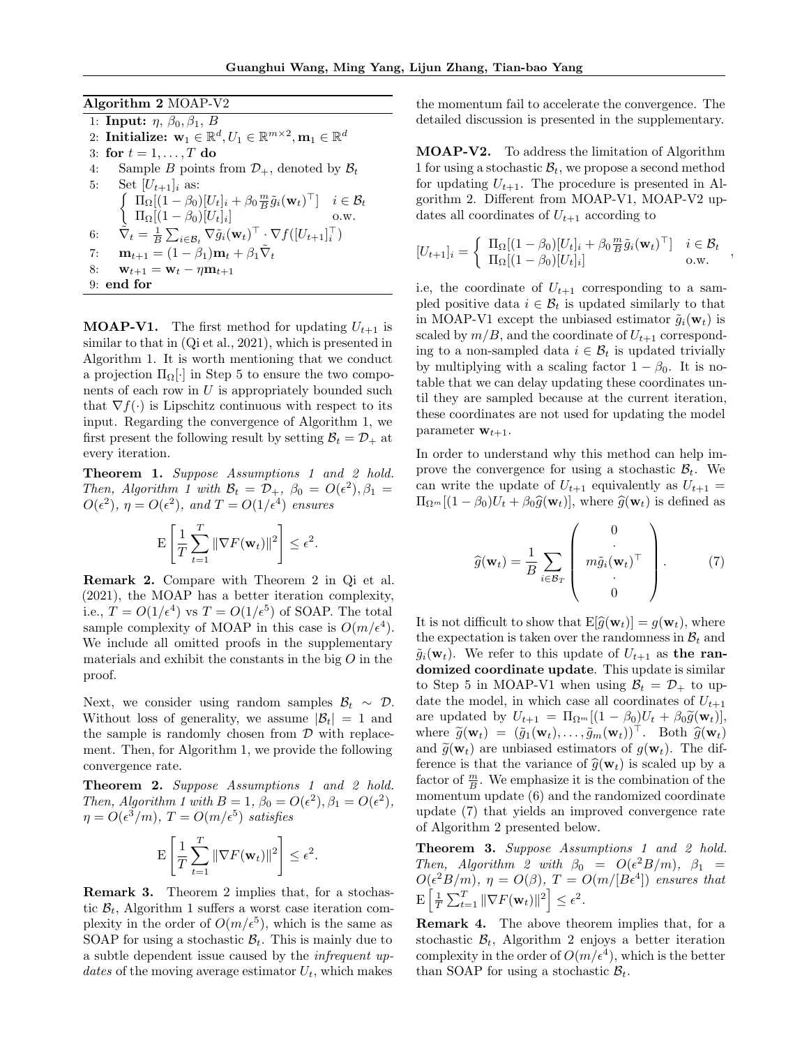**Algorithm 2** MOAP-V2

1: **Input:** $\eta$, $\beta_0, \beta_1$, $B$
2: **Initialize:** $\mathbf{w}_1 \in \mathbb{R}^d, U_1 \in \mathbb{R}^{m\times 2}, \mathbf{m}_1 \in \mathbb{R}^d$
3: **for** $t = 1, \ldots, T$ **do**
4: Sample $B$ points from $\mathcal{D}_+$, denoted by $\mathcal{B}_t$
5: Set $[U_{t+1}]_i$ as:
$\left\{ \begin{array}{ll} \Pi_\Omega[(1-\beta_0)[U_t]_i + \beta_0 \frac{m}{B}\tilde{g}_i(\mathbf{w}_t)^\top] & i \in \mathcal{B}_t \\ \Pi_\Omega[(1-\beta_0)[U_t]_i] & \text{o.w.} \end{array} \right.$
6: $\tilde{\nabla}_t = \frac{1}{B}\sum_{i\in\mathcal{B}_t} \nabla\tilde{g}_i(\mathbf{w}_t)^\top \cdot \nabla f([U_{t+1}]_i^\top)$
7: $\mathbf{m}_{t+1} = (1-\beta_1)\mathbf{m}_t + \beta_1\tilde{\nabla}_t$
8: $\mathbf{w}_{t+1} = \mathbf{w}_t - \eta\mathbf{m}_{t+1}$
9: **end for**

**MOAP-V1.** The first method for updating $U_{t+1}$ is similar to that in (Qi et al., 2021), which is presented in Algorithm 1. It is worth mentioning that we conduct a projection $\Pi_\Omega[\cdot]$ in Step 5 to ensure the two components of each row in $U$ is appropriately bounded such that $\nabla f(\cdot)$ is Lipschitz continuous with respect to its input. Regarding the convergence of Algorithm 1, we first present the following result by setting $\mathcal{B}_t = \mathcal{D}_+$ at every iteration.

**Theorem 1.** *Suppose Assumptions 1 and 2 hold. Then, Algorithm 1 with $\mathcal{B}_t = \mathcal{D}_+$, $\beta_0 = O(\epsilon^2), \beta_1 = O(\epsilon^2)$, $\eta = O(\epsilon^2)$, and $T = O(1/\epsilon^4)$ ensures*

$$\mathrm{E}\left[\frac{1}{T}\sum_{t=1}^{T}\|\nabla F(\mathbf{w}_t)\|^2\right] \leq \epsilon^2.$$

**Remark 2.** Compare with Theorem 2 in Qi et al. (2021), the MOAP has a better iteration complexity, i.e., $T = O(1/\epsilon^4)$ vs $T = O(1/\epsilon^5)$ of SOAP. The total sample complexity of MOAP in this case is $O(m/\epsilon^4)$. We include all omitted proofs in the supplementary materials and exhibit the constants in the big $O$ in the proof.

Next, we consider using random samples $\mathcal{B}_t \sim \mathcal{D}$. Without loss of generality, we assume $|\mathcal{B}_t| = 1$ and the sample is randomly chosen from $\mathcal{D}$ with replacement. Then, for Algorithm 1, we provide the following convergence rate.

**Theorem 2.** *Suppose Assumptions 1 and 2 hold. Then, Algorithm 1 with $B = 1$, $\beta_0 = O(\epsilon^2), \beta_1 = O(\epsilon^2)$, $\eta = O(\epsilon^3/m)$, $T = O(m/\epsilon^5)$ satisfies*

$$\mathrm{E}\left[\frac{1}{T}\sum_{t=1}^{T}\|\nabla F(\mathbf{w}_t)\|^2\right] \leq \epsilon^2.$$

**Remark 3.** Theorem 2 implies that, for a stochastic $\mathcal{B}_t$, Algorithm 1 suffers a worst case iteration complexity in the order of $O(m/\epsilon^5)$, which is the same as SOAP for using a stochastic $\mathcal{B}_t$. This is mainly due to a subtle dependent issue caused by the *infrequent updates* of the moving average estimator $U_t$, which makes the momentum fail to accelerate the convergence. The detailed discussion is presented in the supplementary.

**MOAP-V2.** To address the limitation of Algorithm 1 for using a stochastic $\mathcal{B}_t$, we propose a second method for updating $U_{t+1}$. The procedure is presented in Algorithm 2. Different from MOAP-V1, MOAP-V2 updates all coordinates of $U_{t+1}$ according to

$$[U_{t+1}]_i = \left\{ \begin{array}{ll} \Pi_\Omega[(1-\beta_0)[U_t]_i + \beta_0 \frac{m}{B}\tilde{g}_i(\mathbf{w}_t)^\top] & i \in \mathcal{B}_t \\ \Pi_\Omega[(1-\beta_0)[U_t]_i] & \text{o.w.} \end{array} \right. ,$$

i.e, the coordinate of $U_{t+1}$ corresponding to a sampled positive data $i \in \mathcal{B}_t$ is updated similarly to that in MOAP-V1 except the unbiased estimator $\tilde{g}_i(\mathbf{w}_t)$ is scaled by $m/B$, and the coordinate of $U_{t+1}$ corresponding to a non-sampled data $i \in \mathcal{B}_t$ is updated trivially by multiplying with a scaling factor $1 - \beta_0$. It is notable that we can delay updating these coordinates until they are sampled because at the current iteration, these coordinates are not used for updating the model parameter $\mathbf{w}_{t+1}$.

In order to understand why this method can help improve the convergence for using a stochastic $\mathcal{B}_t$. We can write the update of $U_{t+1}$ equivalently as $U_{t+1} = \Pi_{\Omega^m}[(1-\beta_0)U_t + \beta_0\widehat{g}(\mathbf{w}_t)]$, where $\widehat{g}(\mathbf{w}_t)$ is defined as

$$\widehat{g}(\mathbf{w}_t) = \frac{1}{B}\sum_{i\in\mathcal{B}_T}\left(\begin{array}{c} 0 \\ \cdot \\ m\tilde{g}_i(\mathbf{w}_t)^\top \\ \cdot \\ 0 \end{array}\right). \tag{7}$$

It is not difficult to show that $\mathrm{E}[\widehat{g}(\mathbf{w}_t)] = g(\mathbf{w}_t)$, where the expectation is taken over the randomness in $\mathcal{B}_t$ and $\tilde{g}_i(\mathbf{w}_t)$. We refer to this update of $U_{t+1}$ as **the randomized coordinate update**. This update is similar to Step 5 in MOAP-V1 when using $\mathcal{B}_t = \mathcal{D}_+$ to update the model, in which case all coordinates of $U_{t+1}$ are updated by $U_{t+1} = \Pi_{\Omega^m}[(1-\beta_0)U_t + \beta_0\widetilde{g}(\mathbf{w}_t)]$, where $\widetilde{g}(\mathbf{w}_t) = (\tilde{g}_1(\mathbf{w}_t), \ldots, \tilde{g}_m(\mathbf{w}_t))^\top$. Both $\widehat{g}(\mathbf{w}_t)$ and $\widetilde{g}(\mathbf{w}_t)$ are unbiased estimators of $g(\mathbf{w}_t)$. The difference is that the variance of $\widehat{g}(\mathbf{w}_t)$ is scaled up by a factor of $\frac{m}{B}$. We emphasize it is the combination of the momentum update (6) and the randomized coordinate update (7) that yields an improved convergence rate of Algorithm 2 presented below.

**Theorem 3.** *Suppose Assumptions 1 and 2 hold. Then, Algorithm 2 with $\beta_0 = O(\epsilon^2 B/m)$, $\beta_1 = O(\epsilon^2 B/m)$, $\eta = O(\beta)$, $T = O(m/[B\epsilon^4])$ ensures that* $\mathrm{E}\left[\frac{1}{T}\sum_{t=1}^{T}\|\nabla F(\mathbf{w}_t)\|^2\right] \leq \epsilon^2$.

**Remark 4.** The above theorem implies that, for a stochastic $\mathcal{B}_t$, Algorithm 2 enjoys a better iteration complexity in the order of $O(m/\epsilon^4)$, which is the better than SOAP for using a stochastic $\mathcal{B}_t$.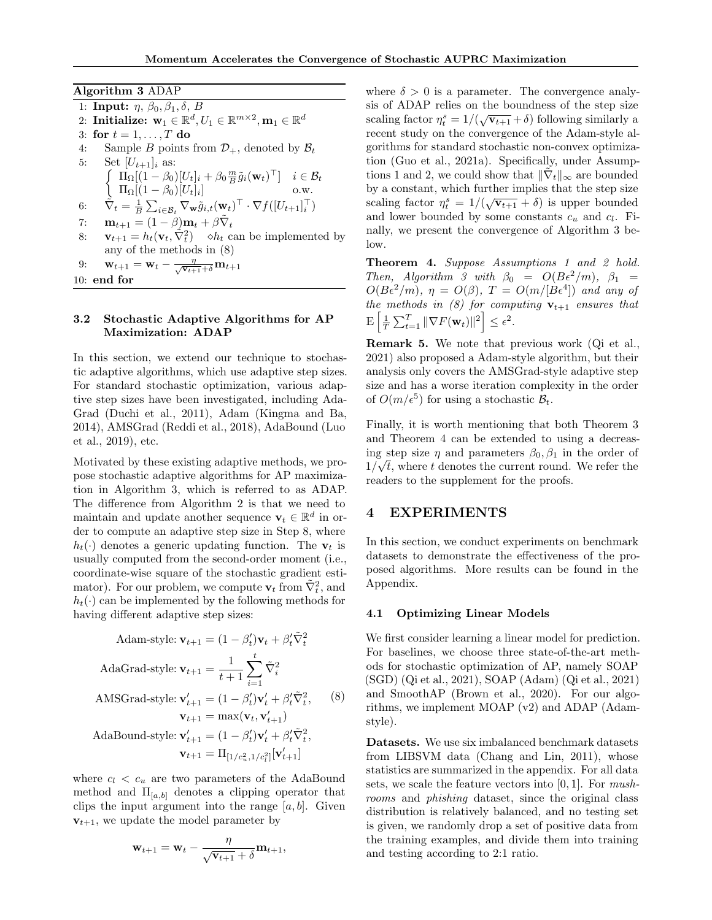**Algorithm 3** ADAP

1: **Input:** $\eta, \beta_0, \beta_1, \delta, B$
2: **Initialize:** $\mathbf{w}_1 \in \mathbb{R}^d, U_1 \in \mathbb{R}^{m\times 2}, \mathbf{m}_1 \in \mathbb{R}^d$
3: **for** $t = 1, \ldots, T$ **do**
4: Sample $B$ points from $\mathcal{D}_+$, denoted by $\mathcal{B}_t$
5: Set $[U_{t+1}]_i$ as:
$$\begin{cases} \Pi_\Omega[(1-\beta_0)[U_t]_i + \beta_0 \frac{m}{B}\tilde{g}_i(\mathbf{w}_t)^\top] & i \in \mathcal{B}_t \\ \Pi_\Omega[(1-\beta_0)[U_t]_i] & \text{o.w.} \end{cases}$$
6: $\tilde{\nabla}_t = \frac{1}{B}\sum_{i\in\mathcal{B}_t} \nabla_{\mathbf{w}} \tilde{g}_{i,t}(\mathbf{w}_t)^\top \cdot \nabla f([U_{t+1}]_i^\top)$
7: $\mathbf{m}_{t+1} = (1-\beta)\mathbf{m}_t + \beta\tilde{\nabla}_t$
8: $\mathbf{v}_{t+1} = h_t(\mathbf{v}_t, \tilde{\nabla}_t^2)$ $\diamond h_t$ can be implemented by any of the methods in (8)
9: $\mathbf{w}_{t+1} = \mathbf{w}_t - \frac{\eta}{\sqrt{\mathbf{v}_{t+1}}+\delta}\mathbf{m}_{t+1}$
10: **end for**

### 3.2 Stochastic Adaptive Algorithms for AP Maximization: ADAP

In this section, we extend our technique to stochastic adaptive algorithms, which use adaptive step sizes. For standard stochastic optimization, various adaptive step sizes have been investigated, including AdaGrad (Duchi et al., 2011), Adam (Kingma and Ba, 2014), AMSGrad (Reddi et al., 2018), AdaBound (Luo et al., 2019), etc.

Motivated by these existing adaptive methods, we propose stochastic adaptive algorithms for AP maximization in Algorithm 3, which is referred to as ADAP. The difference from Algorithm 2 is that we need to maintain and update another sequence $\mathbf{v}_t \in \mathbb{R}^d$ in order to compute an adaptive step size in Step 8, where $h_t(\cdot)$ denotes a generic updating function. The $\mathbf{v}_t$ is usually computed from the second-order moment (i.e., coordinate-wise square of the stochastic gradient estimator). For our problem, we compute $\mathbf{v}_t$ from $\tilde{\nabla}_t^2$, and $h_t(\cdot)$ can be implemented by the following methods for having different adaptive step sizes:

$$\begin{aligned}
\text{Adam-style: } & \mathbf{v}_{t+1} = (1-\beta_t')\mathbf{v}_t + \beta_t'\tilde{\nabla}_t^2 \\
\text{AdaGrad-style: } & \mathbf{v}_{t+1} = \frac{1}{t+1}\sum_{i=1}^{t}\tilde{\nabla}_i^2 \\
\text{AMSGrad-style: } & \mathbf{v}_{t+1}' = (1-\beta_t')\mathbf{v}_t' + \beta_t'\tilde{\nabla}_t^2, \\
& \mathbf{v}_{t+1} = \max(\mathbf{v}_t, \mathbf{v}_{t+1}') \\
\text{AdaBound-style: } & \mathbf{v}_{t+1}' = (1-\beta_t')\mathbf{v}_t' + \beta_t'\tilde{\nabla}_t^2, \\
& \mathbf{v}_{t+1} = \Pi_{[1/c_u^2, 1/c_l^2]}[\mathbf{v}_{t+1}']
\end{aligned} \tag{8}$$

where $c_l < c_u$ are two parameters of the AdaBound method and $\Pi_{[a,b]}$ denotes a clipping operator that clips the input argument into the range $[a, b]$. Given $\mathbf{v}_{t+1}$, we update the model parameter by

$$\mathbf{w}_{t+1} = \mathbf{w}_t - \frac{\eta}{\sqrt{\mathbf{v}_{t+1}}+\delta}\mathbf{m}_{t+1},$$

where $\delta > 0$ is a parameter. The convergence analysis of ADAP relies on the boundness of the step size scaling factor $\eta_t^s = 1/(\sqrt{\mathbf{v}_{t+1}}+\delta)$ following similarly a recent study on the convergence of the Adam-style algorithms for standard stochastic non-convex optimization (Guo et al., 2021a). Specifically, under Assumptions 1 and 2, we could show that $\|\tilde{\nabla}_t\|_\infty$ are bounded by a constant, which further implies that the step size scaling factor $\eta_t^s = 1/(\sqrt{\mathbf{v}_{t+1}}+\delta)$ is upper bounded and lower bounded by some constants $c_u$ and $c_l$. Finally, we present the convergence of Algorithm 3 below.

**Theorem 4.** *Suppose Assumptions 1 and 2 hold. Then, Algorithm 3 with $\beta_0 = O(B\epsilon^2/m)$, $\beta_1 = O(B\epsilon^2/m)$, $\eta = O(\beta)$, $T = O(m/[B\epsilon^4])$ and any of the methods in (8) for computing $\mathbf{v}_{t+1}$ ensures that $\mathrm{E}\left[\frac{1}{T}\sum_{t=1}^{T}\|\nabla F(\mathbf{w}_t)\|^2\right] \le \epsilon^2$.*

**Remark 5.** We note that previous work (Qi et al., 2021) also proposed a Adam-style algorithm, but their analysis only covers the AMSGrad-style adaptive step size and has a worse iteration complexity in the order of $O(m/\epsilon^5)$ for using a stochastic $\mathcal{B}_t$.

Finally, it is worth mentioning that both Theorem 3 and Theorem 4 can be extended to using a decreasing step size $\eta$ and parameters $\beta_0, \beta_1$ in the order of $1/\sqrt{t}$, where $t$ denotes the current round. We refer the readers to the supplement for the proofs.

## 4 EXPERIMENTS

In this section, we conduct experiments on benchmark datasets to demonstrate the effectiveness of the proposed algorithms. More results can be found in the Appendix.

### 4.1 Optimizing Linear Models

We first consider learning a linear model for prediction. For baselines, we choose three state-of-the-art methods for stochastic optimization of AP, namely SOAP (SGD) (Qi et al., 2021), SOAP (Adam) (Qi et al., 2021) and SmoothAP (Brown et al., 2020). For our algorithms, we implement MOAP (v2) and ADAP (Adam-style).

**Datasets.** We use six imbalanced benchmark datasets from LIBSVM data (Chang and Lin, 2011), whose statistics are summarized in the appendix. For all data sets, we scale the feature vectors into $[0, 1]$. For *mushrooms* and *phishing* dataset, since the original class distribution is relatively balanced, and no testing set is given, we randomly drop a set of positive data from the training examples, and divide them into training and testing according to 2:1 ratio.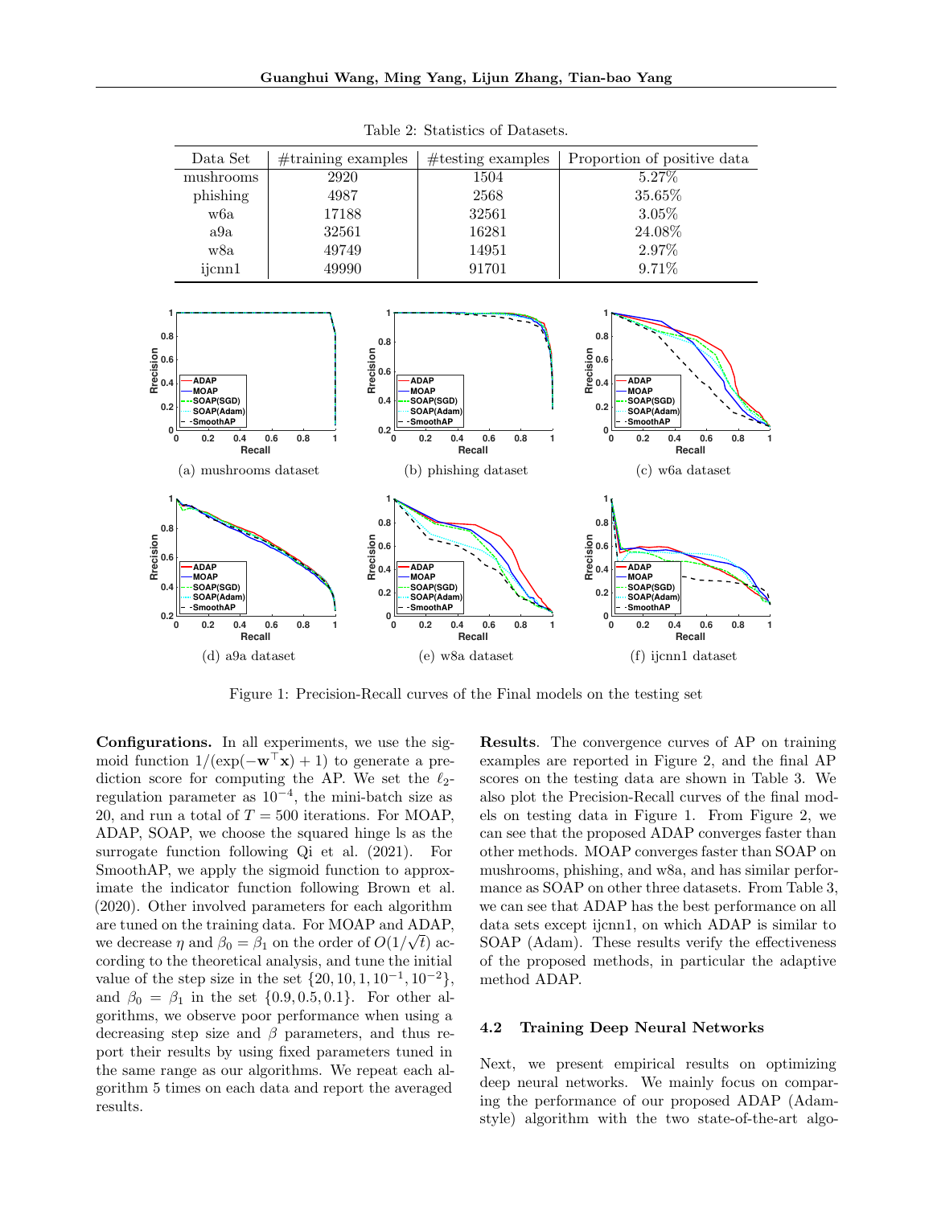Table 2: Statistics of Datasets.

| Data Set | #training examples | #testing examples | Proportion of positive data |
|---|---|---|---|
| mushrooms | 2920 | 1504 | 5.27% |
| phishing | 4987 | 2568 | 35.65% |
| w6a | 17188 | 32561 | 3.05% |
| a9a | 32561 | 16281 | 24.08% |
| w8a | 49749 | 14951 | 2.97% |
| ijcnn1 | 49990 | 91701 | 9.71% |

(a) mushrooms dataset (b) phishing dataset (c) w6a dataset

(d) a9a dataset (e) w8a dataset (f) ijcnn1 dataset

Figure 1: Precision-Recall curves of the Final models on the testing set

**Configurations.** In all experiments, we use the sigmoid function $1/(\exp(-\mathbf{w}^\top \mathbf{x}) + 1)$ to generate a prediction score for computing the AP. We set the $\ell_2$-regulation parameter as $10^{-4}$, the mini-batch size as 20, and run a total of $T = 500$ iterations. For MOAP, ADAP, SOAP, we choose the squared hinge ls as the surrogate function following Qi et al. (2021). For SmoothAP, we apply the sigmoid function to approximate the indicator function following Brown et al. (2020). Other involved parameters for each algorithm are tuned on the training data. For MOAP and ADAP, we decrease $\eta$ and $\beta_0 = \beta_1$ on the order of $O(1/\sqrt{t})$ according to the theoretical analysis, and tune the initial value of the step size in the set $\{20, 10, 1, 10^{-1}, 10^{-2}\}$, and $\beta_0 = \beta_1$ in the set $\{0.9, 0.5, 0.1\}$. For other algorithms, we observe poor performance when using a decreasing step size and $\beta$ parameters, and thus report their results by using fixed parameters tuned in the same range as our algorithms. We repeat each algorithm 5 times on each data and report the averaged results.

**Results**. The convergence curves of AP on training examples are reported in Figure 2, and the final AP scores on the testing data are shown in Table 3. We also plot the Precision-Recall curves of the final models on testing data in Figure 1. From Figure 2, we can see that the proposed ADAP converges faster than other methods. MOAP converges faster than SOAP on mushrooms, phishing, and w8a, and has similar performance as SOAP on other three datasets. From Table 3, we can see that ADAP has the best performance on all data sets except ijcnn1, on which ADAP is similar to SOAP (Adam). These results verify the effectiveness of the proposed methods, in particular the adaptive method ADAP.

### 4.2 Training Deep Neural Networks

Next, we present empirical results on optimizing deep neural networks. We mainly focus on comparing the performance of our proposed ADAP (Adam-style) algorithm with the two state-of-the-art algo-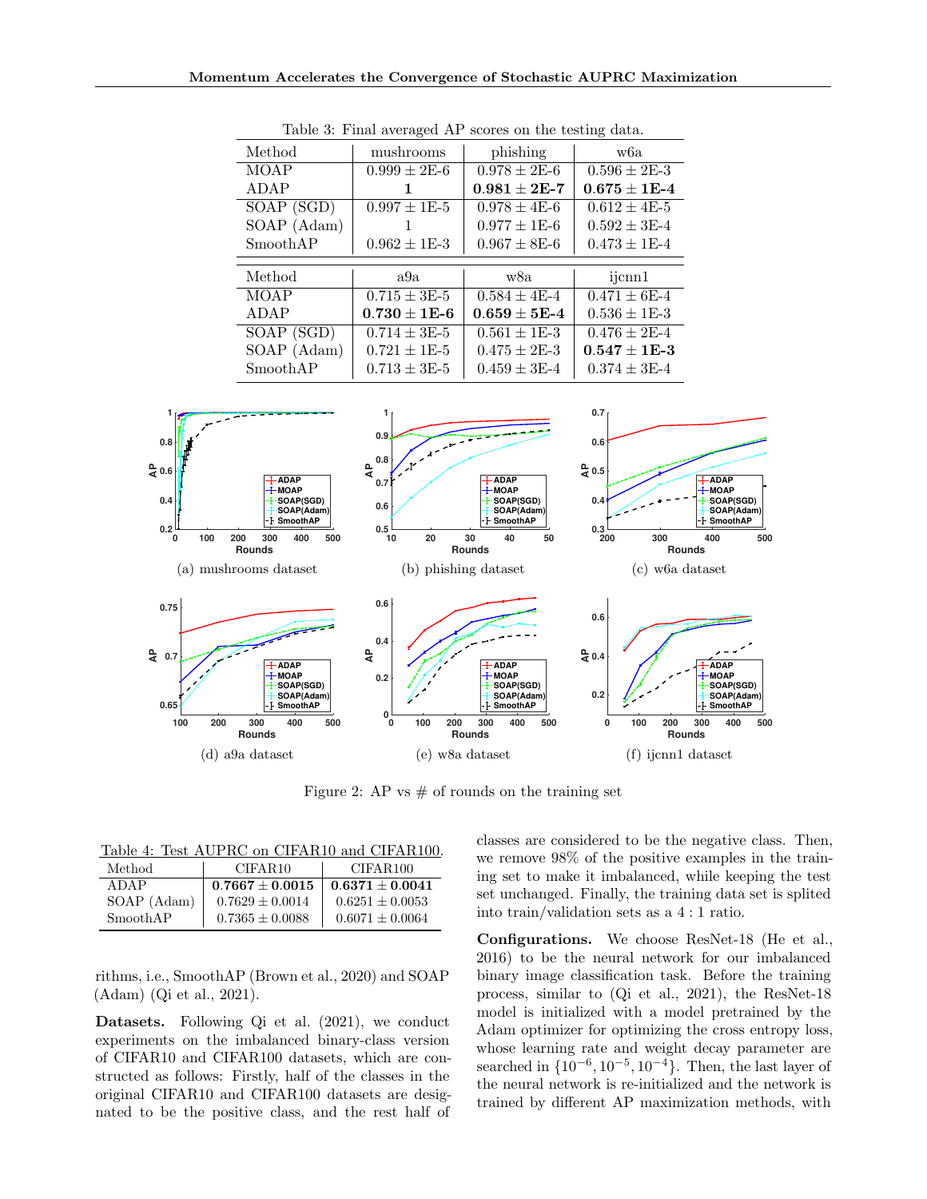Table 3: Final averaged AP scores on the testing data.

| Method | mushrooms | phishing | w6a |
|---|---|---|---|
| MOAP | $0.999 \pm 2\text{E-}6$ | $0.978 \pm 2\text{E-}6$ | $0.596 \pm 2\text{E-}3$ |
| ADAP | **1** | $\mathbf{0.981 \pm 2E\text{-}7}$ | $\mathbf{0.675 \pm 1E\text{-}4}$ |
| SOAP (SGD) | $0.997 \pm 1\text{E-}5$ | $0.978 \pm 4\text{E-}6$ | $0.612 \pm 4\text{E-}5$ |
| SOAP (Adam) | 1 | $0.977 \pm 1\text{E-}6$ | $0.592 \pm 3\text{E-}4$ |
| SmoothAP | $0.962 \pm 1\text{E-}3$ | $0.967 \pm 8\text{E-}6$ | $0.473 \pm 1\text{E-}4$ |

| Method | a9a | w8a | ijcnn1 |
|---|---|---|---|
| MOAP | $0.715 \pm 3\text{E-}5$ | $0.584 \pm 4\text{E-}4$ | $0.471 \pm 6\text{E-}4$ |
| ADAP | $\mathbf{0.730 \pm 1E\text{-}6}$ | $\mathbf{0.659 \pm 5E\text{-}4}$ | $0.536 \pm 1\text{E-}3$ |
| SOAP (SGD) | $0.714 \pm 3\text{E-}5$ | $0.561 \pm 1\text{E-}3$ | $0.476 \pm 2\text{E-}4$ |
| SOAP (Adam) | $0.721 \pm 1\text{E-}5$ | $0.475 \pm 2\text{E-}3$ | $\mathbf{0.547 \pm 1E\text{-}3}$ |
| SmoothAP | $0.713 \pm 3\text{E-}5$ | $0.459 \pm 3\text{E-}4$ | $0.374 \pm 3\text{E-}4$ |

(a) mushrooms dataset (b) phishing dataset (c) w6a dataset

(d) a9a dataset (e) w8a dataset (f) ijcnn1 dataset

Figure 2: AP vs # of rounds on the training set

Table 4: Test AUPRC on CIFAR10 and CIFAR100.

| Method | CIFAR10 | CIFAR100 |
|---|---|---|
| ADAP | $\mathbf{0.7667 \pm 0.0015}$ | $\mathbf{0.6371 \pm 0.0041}$ |
| SOAP (Adam) | $0.7629 \pm 0.0014$ | $0.6251 \pm 0.0053$ |
| SmoothAP | $0.7365 \pm 0.0088$ | $0.6071 \pm 0.0064$ |

rithms, i.e., SmoothAP (Brown et al., 2020) and SOAP (Adam) (Qi et al., 2021).

**Datasets.** Following Qi et al. (2021), we conduct experiments on the imbalanced binary-class version of CIFAR10 and CIFAR100 datasets, which are constructed as follows: Firstly, half of the classes in the original CIFAR10 and CIFAR100 datasets are designated to be the positive class, and the rest half of classes are considered to be the negative class. Then, we remove 98% of the positive examples in the training set to make it imbalanced, while keeping the test set unchanged. Finally, the training data set is splited into train/validation sets as a $4 : 1$ ratio.

**Configurations.** We choose ResNet-18 (He et al., 2016) to be the neural network for our imbalanced binary image classification task. Before the training process, similar to (Qi et al., 2021), the ResNet-18 model is initialized with a model pretrained by the Adam optimizer for optimizing the cross entropy loss, whose learning rate and weight decay parameter are searched in $\{10^{-6}, 10^{-5}, 10^{-4}\}$. Then, the last layer of the neural network is re-initialized and the network is trained by different AP maximization methods, with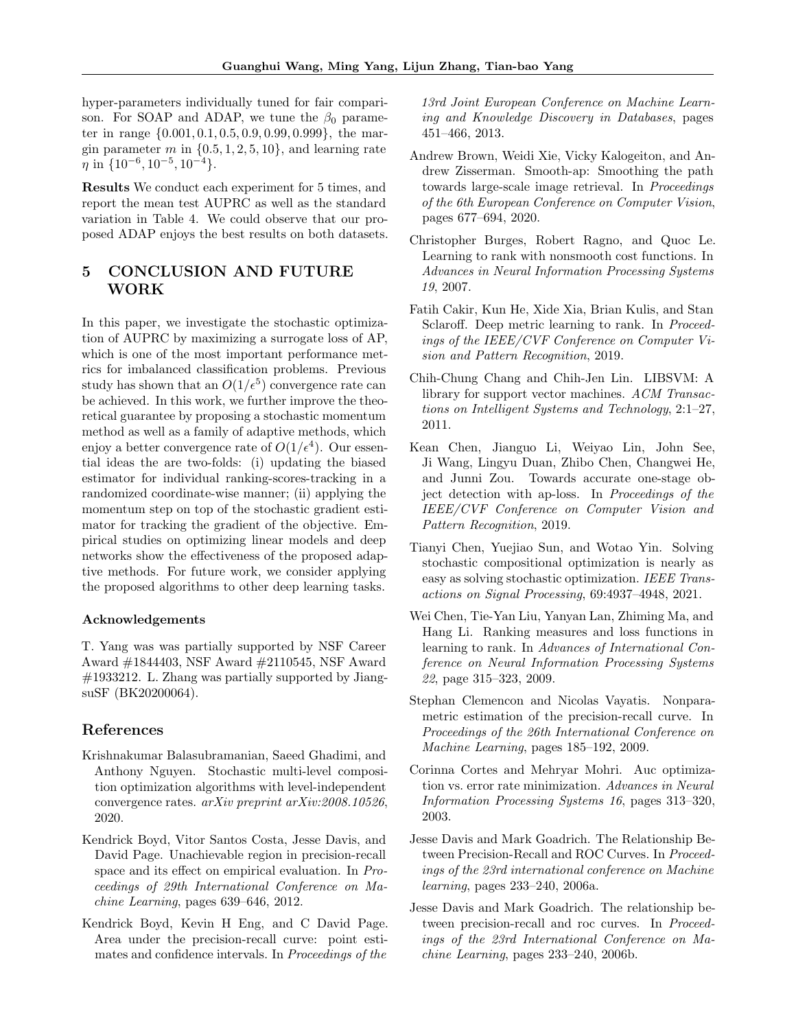hyper-parameters individually tuned for fair comparison. For SOAP and ADAP, we tune the $\beta_0$ parameter in range $\{0.001, 0.1, 0.5, 0.9, 0.99, 0.999\}$, the margin parameter $m$ in $\{0.5, 1, 2, 5, 10\}$, and learning rate $\eta$ in $\{10^{-6}, 10^{-5}, 10^{-4}\}$.

**Results** We conduct each experiment for 5 times, and report the mean test AUPRC as well as the standard variation in Table 4. We could observe that our proposed ADAP enjoys the best results on both datasets.

# 5 CONCLUSION AND FUTURE WORK

In this paper, we investigate the stochastic optimization of AUPRC by maximizing a surrogate loss of AP, which is one of the most important performance metrics for imbalanced classification problems. Previous study has shown that an $O(1/\epsilon^5)$ convergence rate can be achieved. In this work, we further improve the theoretical guarantee by proposing a stochastic momentum method as well as a family of adaptive methods, which enjoy a better convergence rate of $O(1/\epsilon^4)$. Our essential ideas the are two-folds: (i) updating the biased estimator for individual ranking-scores-tracking in a randomized coordinate-wise manner; (ii) applying the momentum step on top of the stochastic gradient estimator for tracking the gradient of the objective. Empirical studies on optimizing linear models and deep networks show the effectiveness of the proposed adaptive methods. For future work, we consider applying the proposed algorithms to other deep learning tasks.

### Acknowledgements

T. Yang was was partially supported by NSF Career Award #1844403, NSF Award #2110545, NSF Award #1933212. L. Zhang was partially supported by JiangsuSF (BK20200064).

## References

Krishnakumar Balasubramanian, Saeed Ghadimi, and Anthony Nguyen. Stochastic multi-level composition optimization algorithms with level-independent convergence rates. *arXiv preprint arXiv:2008.10526*, 2020.

Kendrick Boyd, Vitor Santos Costa, Jesse Davis, and David Page. Unachievable region in precision-recall space and its effect on empirical evaluation. In *Proceedings of 29th International Conference on Machine Learning*, pages 639–646, 2012.

Kendrick Boyd, Kevin H Eng, and C David Page. Area under the precision-recall curve: point estimates and confidence intervals. In *Proceedings of the 13rd Joint European Conference on Machine Learning and Knowledge Discovery in Databases*, pages 451–466, 2013.

Andrew Brown, Weidi Xie, Vicky Kalogeiton, and Andrew Zisserman. Smooth-ap: Smoothing the path towards large-scale image retrieval. In *Proceedings of the 6th European Conference on Computer Vision*, pages 677–694, 2020.

Christopher Burges, Robert Ragno, and Quoc Le. Learning to rank with nonsmooth cost functions. In *Advances in Neural Information Processing Systems 19*, 2007.

Fatih Cakir, Kun He, Xide Xia, Brian Kulis, and Stan Sclaroff. Deep metric learning to rank. In *Proceedings of the IEEE/CVF Conference on Computer Vision and Pattern Recognition*, 2019.

Chih-Chung Chang and Chih-Jen Lin. LIBSVM: A library for support vector machines. *ACM Transactions on Intelligent Systems and Technology*, 2:1–27, 2011.

Kean Chen, Jianguo Li, Weiyao Lin, John See, Ji Wang, Lingyu Duan, Zhibo Chen, Changwei He, and Junni Zou. Towards accurate one-stage object detection with ap-loss. In *Proceedings of the IEEE/CVF Conference on Computer Vision and Pattern Recognition*, 2019.

Tianyi Chen, Yuejiao Sun, and Wotao Yin. Solving stochastic compositional optimization is nearly as easy as solving stochastic optimization. *IEEE Transactions on Signal Processing*, 69:4937–4948, 2021.

Wei Chen, Tie-Yan Liu, Yanyan Lan, Zhiming Ma, and Hang Li. Ranking measures and loss functions in learning to rank. In *Advances of International Conference on Neural Information Processing Systems 22*, page 315–323, 2009.

Stephan Clemencon and Nicolas Vayatis. Nonparametric estimation of the precision-recall curve. In *Proceedings of the 26th International Conference on Machine Learning*, pages 185–192, 2009.

Corinna Cortes and Mehryar Mohri. Auc optimization vs. error rate minimization. *Advances in Neural Information Processing Systems 16*, pages 313–320, 2003.

Jesse Davis and Mark Goadrich. The Relationship Between Precision-Recall and ROC Curves. In *Proceedings of the 23rd international conference on Machine learning*, pages 233–240, 2006a.

Jesse Davis and Mark Goadrich. The relationship between precision-recall and roc curves. In *Proceedings of the 23rd International Conference on Machine Learning*, pages 233–240, 2006b.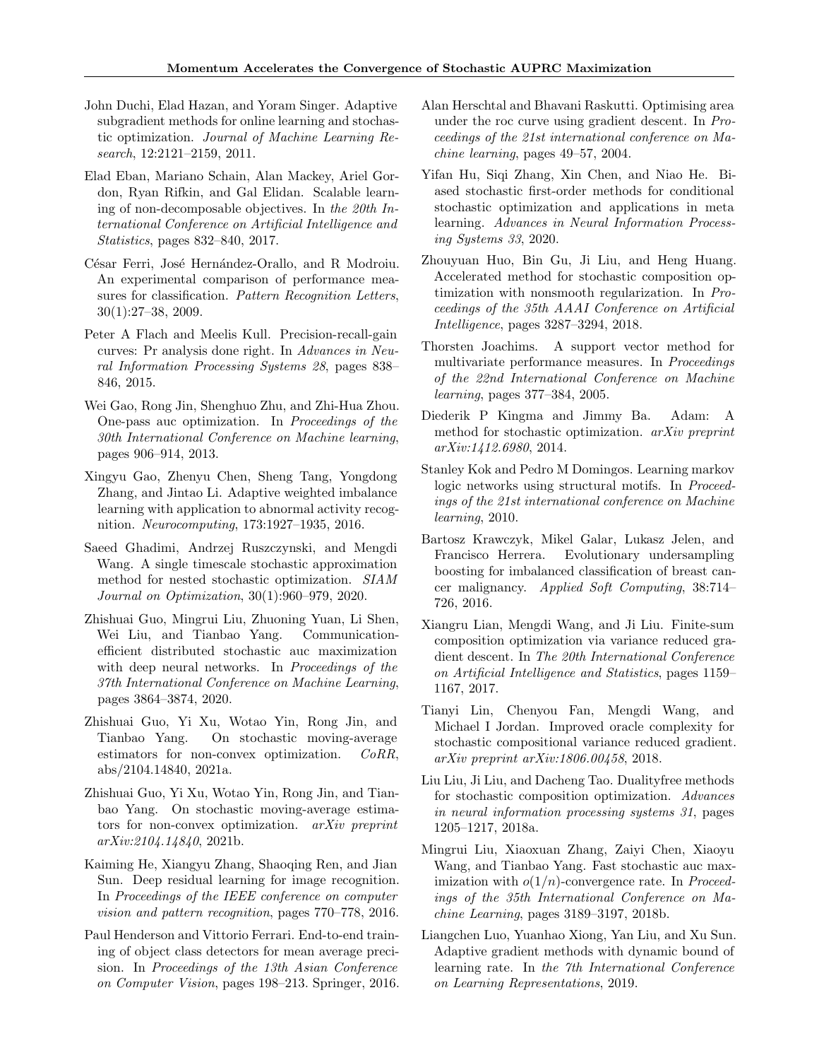John Duchi, Elad Hazan, and Yoram Singer. Adaptive subgradient methods for online learning and stochastic optimization. *Journal of Machine Learning Research*, 12:2121–2159, 2011.

Elad Eban, Mariano Schain, Alan Mackey, Ariel Gordon, Ryan Rifkin, and Gal Elidan. Scalable learning of non-decomposable objectives. In *the 20th International Conference on Artificial Intelligence and Statistics*, pages 832–840, 2017.

César Ferri, José Hernández-Orallo, and R Modroiu. An experimental comparison of performance measures for classification. *Pattern Recognition Letters*, 30(1):27–38, 2009.

Peter A Flach and Meelis Kull. Precision-recall-gain curves: Pr analysis done right. In *Advances in Neural Information Processing Systems 28*, pages 838–846, 2015.

Wei Gao, Rong Jin, Shenghuo Zhu, and Zhi-Hua Zhou. One-pass auc optimization. In *Proceedings of the 30th International Conference on Machine learning*, pages 906–914, 2013.

Xingyu Gao, Zhenyu Chen, Sheng Tang, Yongdong Zhang, and Jintao Li. Adaptive weighted imbalance learning with application to abnormal activity recognition. *Neurocomputing*, 173:1927–1935, 2016.

Saeed Ghadimi, Andrzej Ruszczynski, and Mengdi Wang. A single timescale stochastic approximation method for nested stochastic optimization. *SIAM Journal on Optimization*, 30(1):960–979, 2020.

Zhishuai Guo, Mingrui Liu, Zhuoning Yuan, Li Shen, Wei Liu, and Tianbao Yang. Communication-efficient distributed stochastic auc maximization with deep neural networks. In *Proceedings of the 37th International Conference on Machine Learning*, pages 3864–3874, 2020.

Zhishuai Guo, Yi Xu, Wotao Yin, Rong Jin, and Tianbao Yang. On stochastic moving-average estimators for non-convex optimization. *CoRR*, abs/2104.14840, 2021a.

Zhishuai Guo, Yi Xu, Wotao Yin, Rong Jin, and Tianbao Yang. On stochastic moving-average estimators for non-convex optimization. *arXiv preprint arXiv:2104.14840*, 2021b.

Kaiming He, Xiangyu Zhang, Shaoqing Ren, and Jian Sun. Deep residual learning for image recognition. In *Proceedings of the IEEE conference on computer vision and pattern recognition*, pages 770–778, 2016.

Paul Henderson and Vittorio Ferrari. End-to-end training of object class detectors for mean average precision. In *Proceedings of the 13th Asian Conference on Computer Vision*, pages 198–213. Springer, 2016.

Alan Herschtal and Bhavani Raskutti. Optimising area under the roc curve using gradient descent. In *Proceedings of the 21st international conference on Machine learning*, pages 49–57, 2004.

Yifan Hu, Siqi Zhang, Xin Chen, and Niao He. Biased stochastic first-order methods for conditional stochastic optimization and applications in meta learning. *Advances in Neural Information Processing Systems 33*, 2020.

Zhouyuan Huo, Bin Gu, Ji Liu, and Heng Huang. Accelerated method for stochastic composition optimization with nonsmooth regularization. In *Proceedings of the 35th AAAI Conference on Artificial Intelligence*, pages 3287–3294, 2018.

Thorsten Joachims. A support vector method for multivariate performance measures. In *Proceedings of the 22nd International Conference on Machine learning*, pages 377–384, 2005.

Diederik P Kingma and Jimmy Ba. Adam: A method for stochastic optimization. *arXiv preprint arXiv:1412.6980*, 2014.

Stanley Kok and Pedro M Domingos. Learning markov logic networks using structural motifs. In *Proceedings of the 21st international conference on Machine learning*, 2010.

Bartosz Krawczyk, Mikel Galar, Lukasz Jelen, and Francisco Herrera. Evolutionary undersampling boosting for imbalanced classification of breast cancer malignancy. *Applied Soft Computing*, 38:714–726, 2016.

Xiangru Lian, Mengdi Wang, and Ji Liu. Finite-sum composition optimization via variance reduced gradient descent. In *The 20th International Conference on Artificial Intelligence and Statistics*, pages 1159–1167, 2017.

Tianyi Lin, Chenyou Fan, Mengdi Wang, and Michael I Jordan. Improved oracle complexity for stochastic compositional variance reduced gradient. *arXiv preprint arXiv:1806.00458*, 2018.

Liu Liu, Ji Liu, and Dacheng Tao. Dualityfree methods for stochastic composition optimization. *Advances in neural information processing systems 31*, pages 1205–1217, 2018a.

Mingrui Liu, Xiaoxuan Zhang, Zaiyi Chen, Xiaoyu Wang, and Tianbao Yang. Fast stochastic auc maximization with $o(1/n)$-convergence rate. In *Proceedings of the 35th International Conference on Machine Learning*, pages 3189–3197, 2018b.

Liangchen Luo, Yuanhao Xiong, Yan Liu, and Xu Sun. Adaptive gradient methods with dynamic bound of learning rate. In *the 7th International Conference on Learning Representations*, 2019.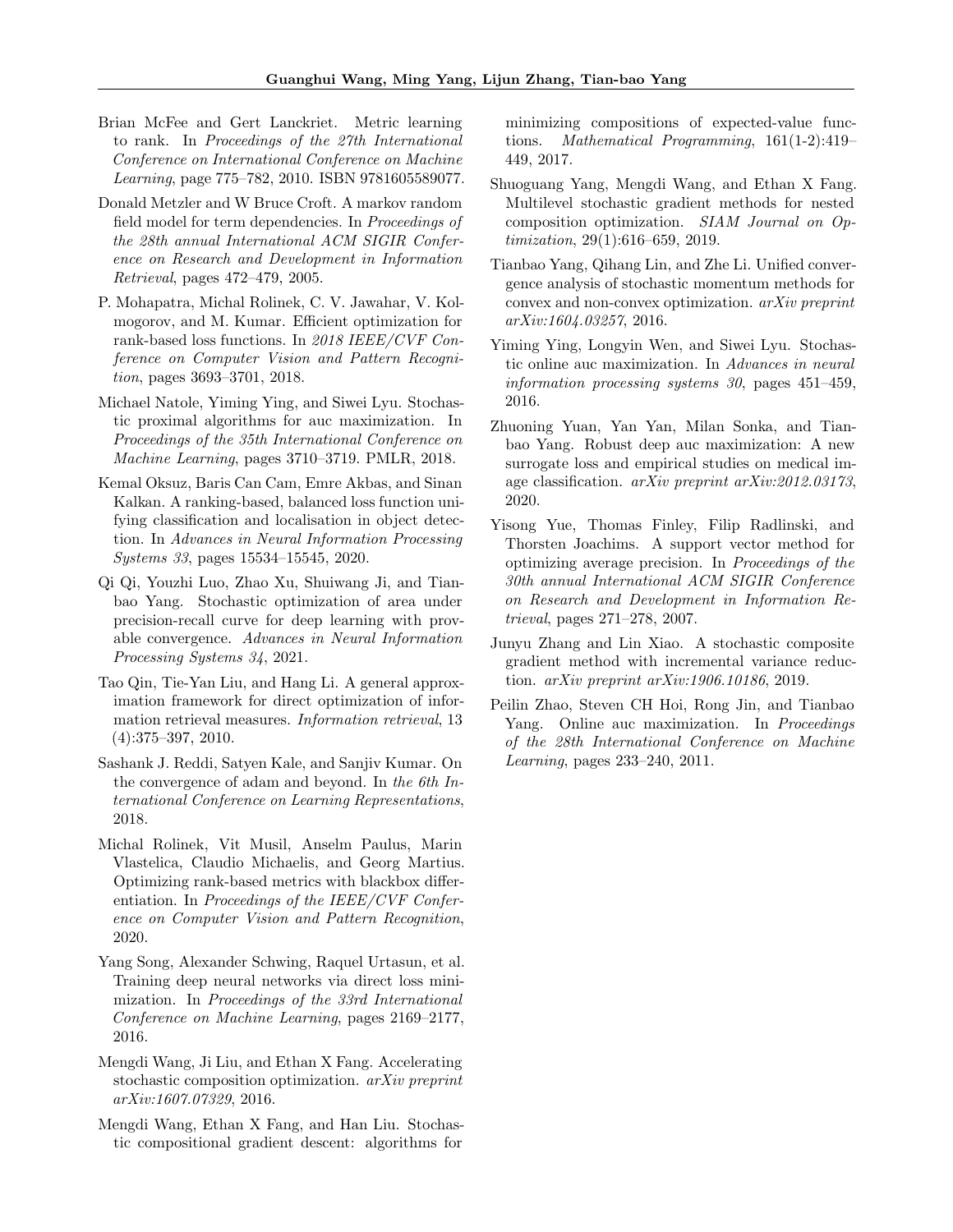Brian McFee and Gert Lanckriet. Metric learning to rank. In *Proceedings of the 27th International Conference on International Conference on Machine Learning*, page 775–782, 2010. ISBN 9781605589077.

Donald Metzler and W Bruce Croft. A markov random field model for term dependencies. In *Proceedings of the 28th annual International ACM SIGIR Conference on Research and Development in Information Retrieval*, pages 472–479, 2005.

P. Mohapatra, Michal Rolinek, C. V. Jawahar, V. Kolmogorov, and M. Kumar. Efficient optimization for rank-based loss functions. In *2018 IEEE/CVF Conference on Computer Vision and Pattern Recognition*, pages 3693–3701, 2018.

Michael Natole, Yiming Ying, and Siwei Lyu. Stochastic proximal algorithms for auc maximization. In *Proceedings of the 35th International Conference on Machine Learning*, pages 3710–3719. PMLR, 2018.

Kemal Oksuz, Baris Can Cam, Emre Akbas, and Sinan Kalkan. A ranking-based, balanced loss function unifying classification and localisation in object detection. In *Advances in Neural Information Processing Systems 33*, pages 15534–15545, 2020.

Qi Qi, Youzhi Luo, Zhao Xu, Shuiwang Ji, and Tianbao Yang. Stochastic optimization of area under precision-recall curve for deep learning with provable convergence. *Advances in Neural Information Processing Systems 34*, 2021.

Tao Qin, Tie-Yan Liu, and Hang Li. A general approximation framework for direct optimization of information retrieval measures. *Information retrieval*, 13 (4):375–397, 2010.

Sashank J. Reddi, Satyen Kale, and Sanjiv Kumar. On the convergence of adam and beyond. In *the 6th International Conference on Learning Representations*, 2018.

Michal Rolinek, Vit Musil, Anselm Paulus, Marin Vlastelica, Claudio Michaelis, and Georg Martius. Optimizing rank-based metrics with blackbox differentiation. In *Proceedings of the IEEE/CVF Conference on Computer Vision and Pattern Recognition*, 2020.

Yang Song, Alexander Schwing, Raquel Urtasun, et al. Training deep neural networks via direct loss minimization. In *Proceedings of the 33rd International Conference on Machine Learning*, pages 2169–2177, 2016.

Mengdi Wang, Ji Liu, and Ethan X Fang. Accelerating stochastic composition optimization. *arXiv preprint arXiv:1607.07329*, 2016.

Mengdi Wang, Ethan X Fang, and Han Liu. Stochastic compositional gradient descent: algorithms for minimizing compositions of expected-value functions. *Mathematical Programming*, 161(1-2):419–449, 2017.

Shuoguang Yang, Mengdi Wang, and Ethan X Fang. Multilevel stochastic gradient methods for nested composition optimization. *SIAM Journal on Optimization*, 29(1):616–659, 2019.

Tianbao Yang, Qihang Lin, and Zhe Li. Unified convergence analysis of stochastic momentum methods for convex and non-convex optimization. *arXiv preprint arXiv:1604.03257*, 2016.

Yiming Ying, Longyin Wen, and Siwei Lyu. Stochastic online auc maximization. In *Advances in neural information processing systems 30*, pages 451–459, 2016.

Zhuoning Yuan, Yan Yan, Milan Sonka, and Tianbao Yang. Robust deep auc maximization: A new surrogate loss and empirical studies on medical image classification. *arXiv preprint arXiv:2012.03173*, 2020.

Yisong Yue, Thomas Finley, Filip Radlinski, and Thorsten Joachims. A support vector method for optimizing average precision. In *Proceedings of the 30th annual International ACM SIGIR Conference on Research and Development in Information Retrieval*, pages 271–278, 2007.

Junyu Zhang and Lin Xiao. A stochastic composite gradient method with incremental variance reduction. *arXiv preprint arXiv:1906.10186*, 2019.

Peilin Zhao, Steven CH Hoi, Rong Jin, and Tianbao Yang. Online auc maximization. In *Proceedings of the 28th International Conference on Machine Learning*, pages 233–240, 2011.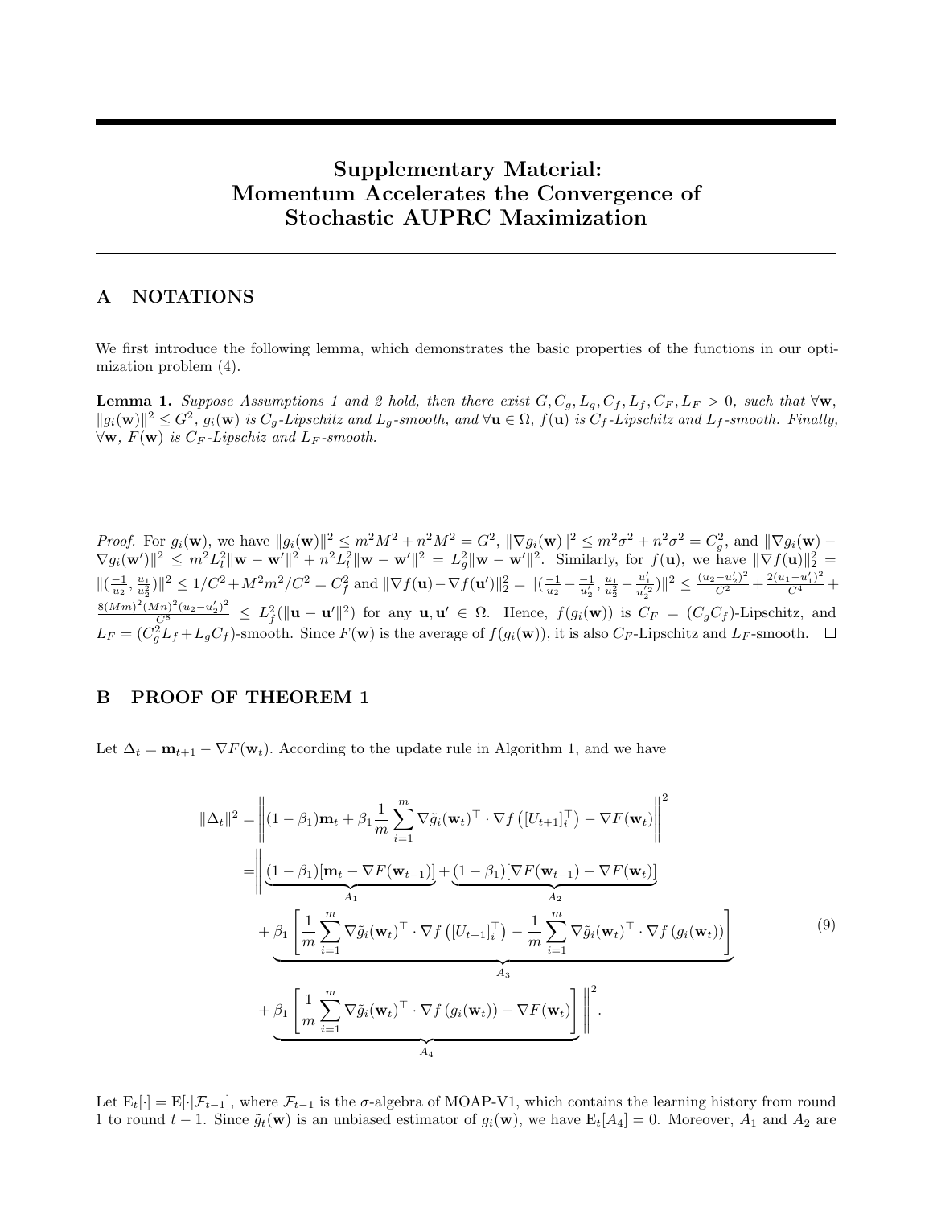# Supplementary Material: Momentum Accelerates the Convergence of Stochastic AUPRC Maximization

## A NOTATIONS

We first introduce the following lemma, which demonstrates the basic properties of the functions in our optimization problem (4).

**Lemma 1.** *Suppose Assumptions 1 and 2 hold, then there exist $G, C_g, L_g, C_f, L_f, C_F, L_F > 0$, such that $\forall \mathbf{w}$, $\|g_i(\mathbf{w})\|^2 \le G^2$, $g_i(\mathbf{w})$ is $C_g$-Lipschitz and $L_g$-smooth, and $\forall \mathbf{u} \in \Omega$, $f(\mathbf{u})$ is $C_f$-Lipschitz and $L_f$-smooth. Finally, $\forall \mathbf{w}$, $F(\mathbf{w})$ is $C_F$-Lipschiz and $L_F$-smooth.*

*Proof.* For $g_i(\mathbf{w})$, we have $\|g_i(\mathbf{w})\|^2 \le m^2M^2 + n^2M^2 = G^2$, $\|\nabla g_i(\mathbf{w})\|^2 \le m^2\sigma^2 + n^2\sigma^2 = C_g^2$, and $\|\nabla g_i(\mathbf{w}) - \nabla g_i(\mathbf{w}')\|^2 \le m^2L_l^2\|\mathbf{w}-\mathbf{w}'\|^2 + n^2L_l^2\|\mathbf{w}-\mathbf{w}'\|^2 = L_g^2\|\mathbf{w}-\mathbf{w}'\|^2$. Similarly, for $f(\mathbf{u})$, we have $\|\nabla f(\mathbf{u})\|_2^2 = \|(\frac{-1}{u_2}, \frac{u_1}{u_2^2})\|^2 \le 1/C^2 + M^2m^2/C^2 = C_f^2$ and $\|\nabla f(\mathbf{u}) - \nabla f(\mathbf{u}')\|_2^2 = \|(\frac{-1}{u_2} - \frac{-1}{u_2'}, \frac{u_1}{u_2^2} - \frac{u_1'}{u_2'^2})\|^2 \le \frac{(u_2-u_2')^2}{C^2} + \frac{2(u_1-u_1')^2}{C^4} + \frac{8(Mm)^2(Mn)^2(u_2-u_2')^2}{C^8} \le L_f^2(\|\mathbf{u}-\mathbf{u}'\|^2)$ for any $\mathbf{u}, \mathbf{u}' \in \Omega$. Hence, $f(g_i(\mathbf{w}))$ is $C_F = (C_gC_f)$-Lipschitz, and $L_F = (C_g^2L_f + L_gC_f)$-smooth. Since $F(\mathbf{w})$ is the average of $f(g_i(\mathbf{w}))$, it is also $C_F$-Lipschitz and $L_F$-smooth. $\square$

## B PROOF OF THEOREM 1

Let $\Delta_t = \mathbf{m}_{t+1} - \nabla F(\mathbf{w}_t)$. According to the update rule in Algorithm 1, and we have

$$
\begin{aligned}
\|\Delta_t\|^2 =& \left\| (1-\beta_1)\mathbf{m}_t + \beta_1 \frac{1}{m}\sum_{i=1}^m \nabla \tilde{g}_i(\mathbf{w}_t)^\top \cdot \nabla f\left([U_{t+1}]_i^\top\right) - \nabla F(\mathbf{w}_t) \right\|^2 \\
=& \Bigg\| \underbrace{(1-\beta_1)[\mathbf{m}_t - \nabla F(\mathbf{w}_{t-1})]}_{A_1} + \underbrace{(1-\beta_1)[\nabla F(\mathbf{w}_{t-1}) - \nabla F(\mathbf{w}_t)]}_{A_2} \\
&+ \underbrace{\beta_1 \left[ \frac{1}{m}\sum_{i=1}^m \nabla \tilde{g}_i(\mathbf{w}_t)^\top \cdot \nabla f\left([U_{t+1}]_i^\top\right) - \frac{1}{m}\sum_{i=1}^m \nabla \tilde{g}_i(\mathbf{w}_t)^\top \cdot \nabla f\left(g_i(\mathbf{w}_t)\right) \right]}_{A_3} \\
&+ \underbrace{\beta_1 \left[ \frac{1}{m}\sum_{i=1}^m \nabla \tilde{g}_i(\mathbf{w}_t)^\top \cdot \nabla f\left(g_i(\mathbf{w}_t)\right) - \nabla F(\mathbf{w}_t) \right]}_{A_4} \Bigg\|^2.
\end{aligned}
\tag{9}
$$

Let $\mathrm{E}_t[\cdot] = \mathrm{E}[\cdot|\mathcal{F}_{t-1}]$, where $\mathcal{F}_{t-1}$ is the $\sigma$-algebra of MOAP-V1, which contains the learning history from round 1 to round $t-1$. Since $\tilde{g}_t(\mathbf{w})$ is an unbiased estimator of $g_i(\mathbf{w})$, we have $\mathrm{E}_t[A_4] = 0$. Moreover, $A_1$ and $A_2$ are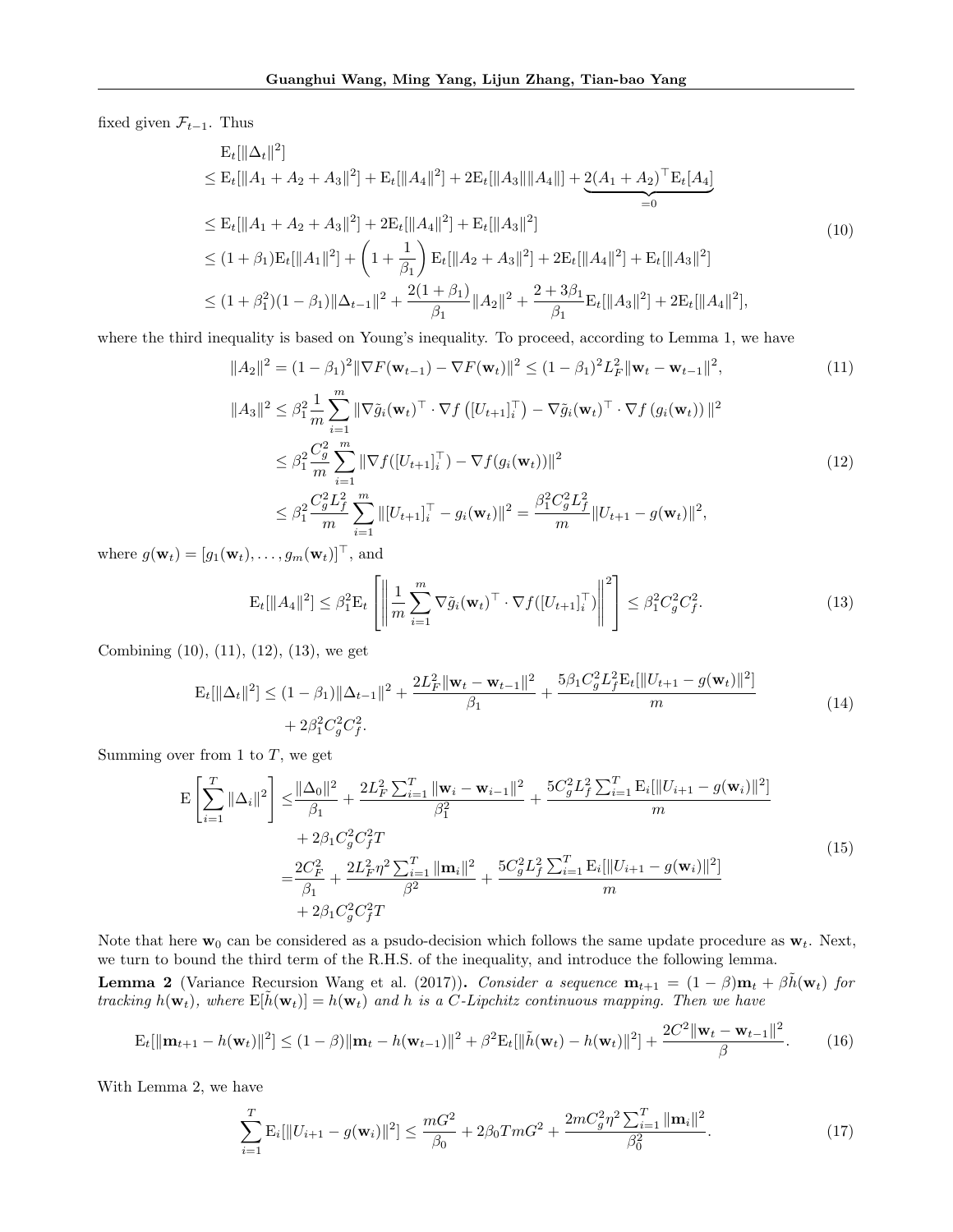fixed given $\mathcal{F}_{t-1}$. Thus

$$
\begin{aligned}
&\mathrm{E}_t[\|\Delta_t\|^2] \\
&\leq \mathrm{E}_t[\|A_1+A_2+A_3\|^2] + \mathrm{E}_t[\|A_4\|^2] + 2\mathrm{E}_t[\|A_3\|\|A_4\|] + \underbrace{2(A_1+A_2)^\top \mathrm{E}_t[A_4]}_{=0} \\
&\leq \mathrm{E}_t[\|A_1+A_2+A_3\|^2] + 2\mathrm{E}_t[\|A_4\|^2] + \mathrm{E}_t[\|A_3\|^2] \\
&\leq (1+\beta_1)\mathrm{E}_t[\|A_1\|^2] + \left(1+\frac{1}{\beta_1}\right)\mathrm{E}_t[\|A_2+A_3\|^2] + 2\mathrm{E}_t[\|A_4\|^2] + \mathrm{E}_t[\|A_3\|^2] \\
&\leq (1+\beta_1^2)(1-\beta_1)\|\Delta_{t-1}\|^2 + \frac{2(1+\beta_1)}{\beta_1}\|A_2\|^2 + \frac{2+3\beta_1}{\beta_1}\mathrm{E}_t[\|A_3\|^2] + 2\mathrm{E}_t[\|A_4\|^2],
\end{aligned} \tag{10}
$$

where the third inequality is based on Young's inequality. To proceed, according to Lemma 1, we have

$$
\|A_2\|^2 = (1-\beta_1)^2\|\nabla F(\mathbf{w}_{t-1}) - \nabla F(\mathbf{w}_t)\|^2 \leq (1-\beta_1)^2 L_F^2 \|\mathbf{w}_t - \mathbf{w}_{t-1}\|^2, \tag{11}
$$

$$
\begin{aligned}
\|A_3\|^2 &\leq \beta_1^2 \frac{1}{m}\sum_{i=1}^m \|\nabla \tilde{g}_i(\mathbf{w}_t)^\top \cdot \nabla f\left([U_{t+1}]_i^\top\right) - \nabla \tilde{g}_i(\mathbf{w}_t)^\top \cdot \nabla f\left(g_i(\mathbf{w}_t)\right)\|^2 \\
&\leq \beta_1^2 \frac{C_g^2}{m}\sum_{i=1}^m \|\nabla f([U_{t+1}]_i^\top) - \nabla f(g_i(\mathbf{w}_t))\|^2 \\
&\leq \beta_1^2 \frac{C_g^2 L_f^2}{m}\sum_{i=1}^m \|[U_{t+1}]_i^\top - g_i(\mathbf{w}_t)\|^2 = \frac{\beta_1^2 C_g^2 L_f^2}{m}\|U_{t+1} - g(\mathbf{w}_t)\|^2,
\end{aligned} \tag{12}
$$

where $g(\mathbf{w}_t) = [g_1(\mathbf{w}_t), \ldots, g_m(\mathbf{w}_t)]^\top$, and

$$
\mathrm{E}_t[\|A_4\|^2] \leq \beta_1^2 \mathrm{E}_t\left[\left\|\frac{1}{m}\sum_{i=1}^m \nabla \tilde{g}_i(\mathbf{w}_t)^\top \cdot \nabla f([U_{t+1}]_i^\top)\right\|^2\right] \leq \beta_1^2 C_g^2 C_f^2. \tag{13}
$$

Combining (10), (11), (12), (13), we get

$$
\begin{aligned}
\mathrm{E}_t[\|\Delta_t\|^2] \leq& (1-\beta_1)\|\Delta_{t-1}\|^2 + \frac{2L_F^2\|\mathbf{w}_t - \mathbf{w}_{t-1}\|^2}{\beta_1} + \frac{5\beta_1 C_g^2 L_f^2 \mathrm{E}_t[\|U_{t+1} - g(\mathbf{w}_t)\|^2]}{m} \\
&+ 2\beta_1^2 C_g^2 C_f^2.
\end{aligned} \tag{14}
$$

Summing over from 1 to $T$, we get

$$
\begin{aligned}
\mathrm{E}\left[\sum_{i=1}^T \|\Delta_i\|^2\right] \leq& \frac{\|\Delta_0\|^2}{\beta_1} + \frac{2L_F^2\sum_{i=1}^T\|\mathbf{w}_i - \mathbf{w}_{i-1}\|^2}{\beta_1^2} + \frac{5C_g^2 L_f^2 \sum_{i=1}^T \mathrm{E}_i[\|U_{i+1} - g(\mathbf{w}_i)\|^2]}{m} \\
&+ 2\beta_1 C_g^2 C_f^2 T \\
=& \frac{2C_F^2}{\beta_1} + \frac{2L_F^2\eta^2\sum_{i=1}^T\|\mathbf{m}_i\|^2}{\beta^2} + \frac{5C_g^2 L_f^2 \sum_{i=1}^T \mathrm{E}_i[\|U_{i+1} - g(\mathbf{w}_i)\|^2]}{m} \\
&+ 2\beta_1 C_g^2 C_f^2 T
\end{aligned} \tag{15}
$$

Note that here $\mathbf{w}_0$ can be considered as a psudo-decision which follows the same update procedure as $\mathbf{w}_t$. Next, we turn to bound the third term of the R.H.S. of the inequality, and introduce the following lemma.

**Lemma 2** (Variance Recursion Wang et al. (2017)). *Consider a sequence $\mathbf{m}_{t+1} = (1-\beta)\mathbf{m}_t + \beta\tilde{h}(\mathbf{w}_t)$ for tracking $h(\mathbf{w}_t)$, where $\mathrm{E}[\tilde{h}(\mathbf{w}_t)] = h(\mathbf{w}_t)$ and $h$ is a $C$-Lipchitz continuous mapping. Then we have*

$$
\mathrm{E}_t[\|\mathbf{m}_{t+1} - h(\mathbf{w}_t)\|^2] \leq (1-\beta)\|\mathbf{m}_t - h(\mathbf{w}_{t-1})\|^2 + \beta^2\mathrm{E}_t[\|\tilde{h}(\mathbf{w}_t) - h(\mathbf{w}_t)\|^2] + \frac{2C^2\|\mathbf{w}_t - \mathbf{w}_{t-1}\|^2}{\beta}. \tag{16}
$$

With Lemma 2, we have

$$
\sum_{i=1}^T \mathrm{E}_i[\|U_{i+1} - g(\mathbf{w}_i)\|^2] \leq \frac{mG^2}{\beta_0} + 2\beta_0 T m G^2 + \frac{2mC_g^2\eta^2\sum_{i=1}^T\|\mathbf{m}_i\|^2}{\beta_0^2}. \tag{17}
$$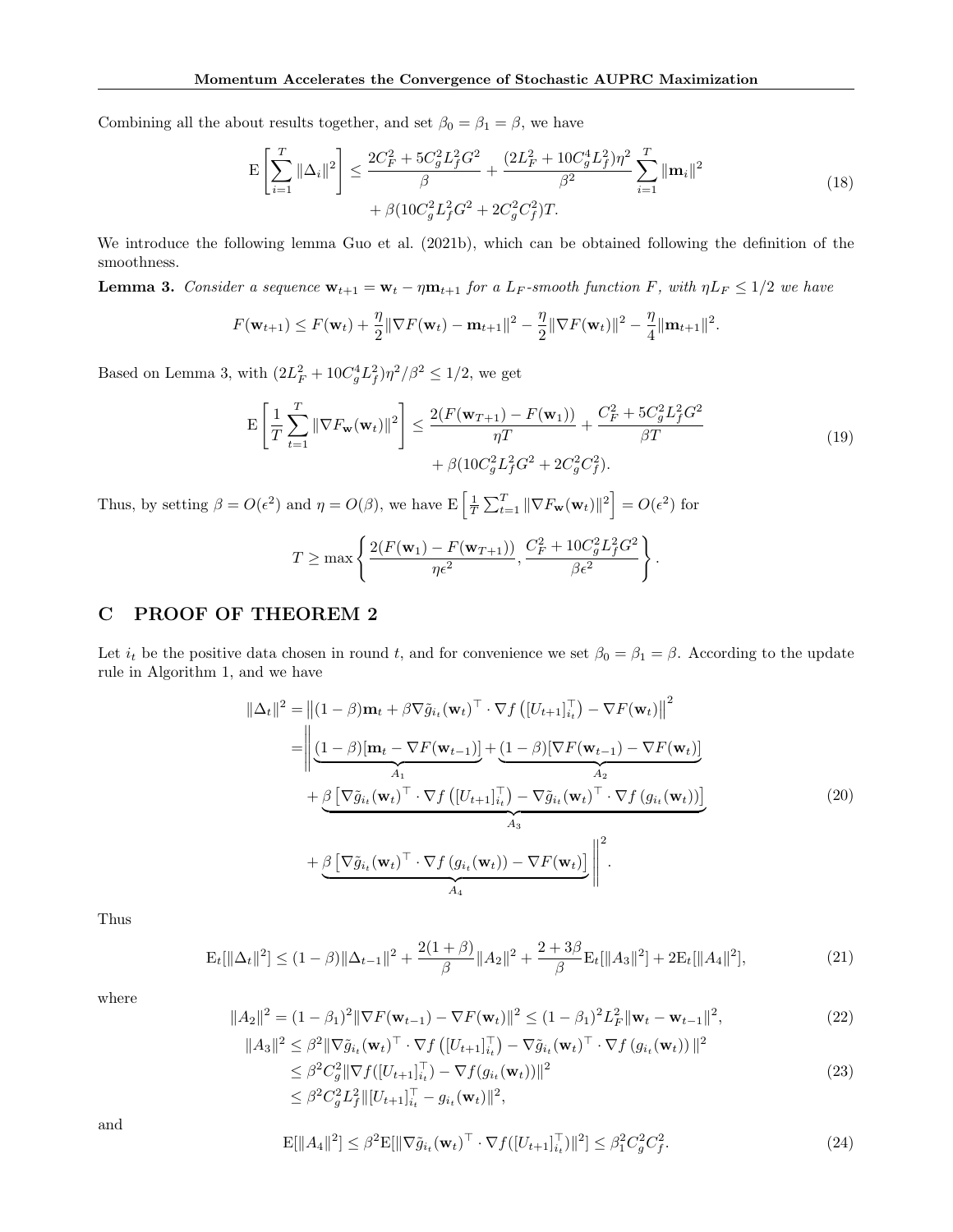Combining all the about results together, and set $\beta_0 = \beta_1 = \beta$, we have

$$
\begin{aligned}
\mathrm{E}\left[\sum_{i=1}^{T} \|\Delta_i\|^2\right] \leq \frac{2C_F^2 + 5C_g^2 L_f^2 G^2}{\beta} + \frac{(2L_F^2 + 10C_g^4 L_f^2)\eta^2}{\beta^2} \sum_{i=1}^{T} \|\mathbf{m}_i\|^2 \\
+ \beta(10C_g^2 L_f^2 G^2 + 2C_g^2 C_f^2)T.
\end{aligned}
\tag{18}
$$

We introduce the following lemma Guo et al. (2021b), which can be obtained following the definition of the smoothness.

**Lemma 3.** *Consider a sequence $\mathbf{w}_{t+1} = \mathbf{w}_t - \eta \mathbf{m}_{t+1}$ for a $L_F$-smooth function $F$, with $\eta L_F \leq 1/2$ we have*

$$
F(\mathbf{w}_{t+1}) \leq F(\mathbf{w}_t) + \frac{\eta}{2}\|\nabla F(\mathbf{w}_t) - \mathbf{m}_{t+1}\|^2 - \frac{\eta}{2}\|\nabla F(\mathbf{w}_t)\|^2 - \frac{\eta}{4}\|\mathbf{m}_{t+1}\|^2.
$$

Based on Lemma 3, with $(2L_F^2 + 10C_g^4 L_f^2)\eta^2/\beta^2 \leq 1/2$, we get

$$
\begin{aligned}
\mathrm{E}\left[\frac{1}{T}\sum_{t=1}^{T} \|\nabla F_{\mathbf{w}}(\mathbf{w}_t)\|^2\right] \leq \frac{2(F(\mathbf{w}_{T+1}) - F(\mathbf{w}_1))}{\eta T} + \frac{C_F^2 + 5C_g^2 L_f^2 G^2}{\beta T} \\
+ \beta(10C_g^2 L_f^2 G^2 + 2C_g^2 C_f^2).
\end{aligned}
\tag{19}
$$

Thus, by setting $\beta = O(\epsilon^2)$ and $\eta = O(\beta)$, we have $\mathrm{E}\left[\frac{1}{T}\sum_{t=1}^{T} \|\nabla F_{\mathbf{w}}(\mathbf{w}_t)\|^2\right] = O(\epsilon^2)$ for

$$
T \geq \max\left\{\frac{2(F(\mathbf{w}_1) - F(\mathbf{w}_{T+1}))}{\eta\epsilon^2}, \frac{C_F^2 + 10C_g^2 L_f^2 G^2}{\beta\epsilon^2}\right\}.
$$

## C PROOF OF THEOREM 2

Let $i_t$ be the positive data chosen in round $t$, and for convenience we set $\beta_0 = \beta_1 = \beta$. According to the update rule in Algorithm 1, and we have

$$
\begin{aligned}
\|\Delta_t\|^2 &= \left\|(1-\beta)\mathbf{m}_t + \beta \nabla \tilde{g}_{i_t}(\mathbf{w}_t)^\top \cdot \nabla f\left([U_{t+1}]_{i_t}^\top\right) - \nabla F(\mathbf{w}_t)\right\|^2 \\
&= \Bigg\| \underbrace{(1-\beta)[\mathbf{m}_t - \nabla F(\mathbf{w}_{t-1})]}_{A_1} + \underbrace{(1-\beta)[\nabla F(\mathbf{w}_{t-1}) - \nabla F(\mathbf{w}_t)]}_{A_2} \\
&\quad + \underbrace{\beta\left[\nabla \tilde{g}_{i_t}(\mathbf{w}_t)^\top \cdot \nabla f\left([U_{t+1}]_{i_t}^\top\right) - \nabla \tilde{g}_{i_t}(\mathbf{w}_t)^\top \cdot \nabla f\left(g_{i_t}(\mathbf{w}_t)\right)\right]}_{A_3} \\
&\quad + \underbrace{\beta\left[\nabla \tilde{g}_{i_t}(\mathbf{w}_t)^\top \cdot \nabla f\left(g_{i_t}(\mathbf{w}_t)\right) - \nabla F(\mathbf{w}_t)\right]}_{A_4} \Bigg\|^2.
\end{aligned}
\tag{20}
$$

Thus

$$
\mathrm{E}_t[\|\Delta_t\|^2] \leq (1-\beta)\|\Delta_{t-1}\|^2 + \frac{2(1+\beta)}{\beta}\|A_2\|^2 + \frac{2+3\beta}{\beta}\mathrm{E}_t[\|A_3\|^2] + 2\mathrm{E}_t[\|A_4\|^2],
\tag{21}
$$

where

$$
\|A_2\|^2 = (1-\beta_1)^2\|\nabla F(\mathbf{w}_{t-1}) - \nabla F(\mathbf{w}_t)\|^2 \leq (1-\beta_1)^2 L_F^2 \|\mathbf{w}_t - \mathbf{w}_{t-1}\|^2,
\tag{22}
$$

$$
\begin{aligned}
\|A_3\|^2 &\leq \beta^2 \|\nabla \tilde{g}_{i_t}(\mathbf{w}_t)^\top \cdot \nabla f\left([U_{t+1}]_{i_t}^\top\right) - \nabla \tilde{g}_{i_t}(\mathbf{w}_t)^\top \cdot \nabla f\left(g_{i_t}(\mathbf{w}_t)\right)\|^2 \\
&\leq \beta^2 C_g^2 \|\nabla f([U_{t+1}]_{i_t}^\top) - \nabla f(g_{i_t}(\mathbf{w}_t))\|^2 \\
&\leq \beta^2 C_g^2 L_f^2 \|[U_{t+1}]_{i_t}^\top - g_{i_t}(\mathbf{w}_t)\|^2,
\end{aligned}
\tag{23}
$$

and

$$
\mathrm{E}[\|A_4\|^2] \leq \beta^2 \mathrm{E}[\|\nabla \tilde{g}_{i_t}(\mathbf{w}_t)^\top \cdot \nabla f([U_{t+1}]_{i_t}^\top)\|^2] \leq \beta_1^2 C_g^2 C_f^2.
\tag{24}
$$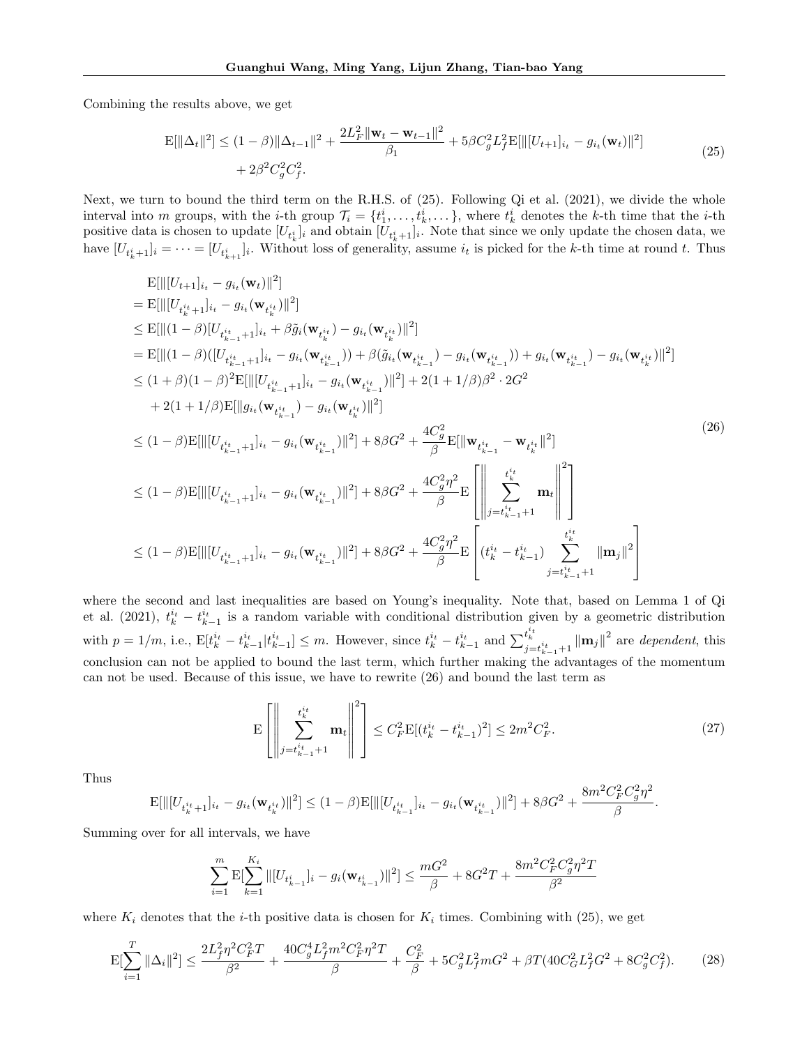Combining the results above, we get

$$
\begin{aligned}
\mathrm{E}[\|\Delta_t\|^2] \leq & (1-\beta)\|\Delta_{t-1}\|^2 + \frac{2L_F^2\|\mathbf{w}_t - \mathbf{w}_{t-1}\|^2}{\beta_1} + 5\beta C_g^2 L_f^2 \mathrm{E}[\|[U_{t+1}]_{i_t} - g_{i_t}(\mathbf{w}_t)\|^2] \\
& + 2\beta^2 C_g^2 C_f^2.
\end{aligned} \tag{25}
$$

Next, we turn to bound the third term on the R.H.S. of (25). Following Qi et al. (2021), we divide the whole interval into $m$ groups, with the $i$-th group $\mathcal{T}_i = \{t_1^i, \dots, t_k^i, \dots\}$, where $t_k^i$ denotes the $k$-th time that the $i$-th positive data is chosen to update $[U_{t_k^i}]_i$ and obtain $[U_{t_k^i+1}]_i$. Note that since we only update the chosen data, we have $[U_{t_k^i+1}]_i = \dots = [U_{t_{k+1}^i}]_i$. Without loss of generality, assume $i_t$ is picked for the $k$-th time at round $t$. Thus

$$
\begin{aligned}
& \mathrm{E}[\|[U_{t+1}]_{i_t} - g_{i_t}(\mathbf{w}_t)\|^2] \\
= & \mathrm{E}[\|[U_{t_k^{i_t}+1}]_{i_t} - g_{i_t}(\mathbf{w}_{t_k^{i_t}})\|^2] \\
\leq & \mathrm{E}[\|(1-\beta)[U_{t_{k-1}^{i_t}+1}]_{i_t} + \beta\tilde{g}_i(\mathbf{w}_{t_k^{i_t}}) - g_{i_t}(\mathbf{w}_{t_k^{i_t}})\|^2] \\
= & \mathrm{E}[\|(1-\beta)([U_{t_{k-1}^{i_t}+1}]_{i_t} - g_{i_t}(\mathbf{w}_{t_{k-1}^{i_t}})) + \beta(\tilde{g}_{i_t}(\mathbf{w}_{t_{k-1}^{i_t}}) - g_{i_t}(\mathbf{w}_{t_{k-1}^{i_t}})) + g_{i_t}(\mathbf{w}_{t_{k-1}^{i_t}}) - g_{i_t}(\mathbf{w}_{t_k^{i_t}})\|^2] \\
\leq & (1+\beta)(1-\beta)^2\mathrm{E}[\|[U_{t_{k-1}^{i_t}+1}]_{i_t} - g_{i_t}(\mathbf{w}_{t_{k-1}^{i_t}})\|^2] + 2(1+1/\beta)\beta^2 \cdot 2G^2 \\
& + 2(1+1/\beta)\mathrm{E}[\|g_{i_t}(\mathbf{w}_{t_{k-1}^{i_t}}) - g_{i_t}(\mathbf{w}_{t_k^{i_t}})\|^2] \\
\leq & (1-\beta)\mathrm{E}[\|[U_{t_{k-1}^{i_t}+1}]_{i_t} - g_{i_t}(\mathbf{w}_{t_{k-1}^{i_t}})\|^2] + 8\beta G^2 + \frac{4C_g^2}{\beta}\mathrm{E}[\|\mathbf{w}_{t_{k-1}^{i_t}} - \mathbf{w}_{t_k^{i_t}}\|^2] \\
\leq & (1-\beta)\mathrm{E}[\|[U_{t_{k-1}^{i_t}+1}]_{i_t} - g_{i_t}(\mathbf{w}_{t_{k-1}^{i_t}})\|^2] + 8\beta G^2 + \frac{4C_g^2\eta^2}{\beta}\mathrm{E}\left[\left\|\sum_{j=t_{k-1}^{i_t}+1}^{t_k^{i_t}} \mathbf{m}_t\right\|^2\right] \\
\leq & (1-\beta)\mathrm{E}[\|[U_{t_{k-1}^{i_t}+1}]_{i_t} - g_{i_t}(\mathbf{w}_{t_{k-1}^{i_t}})\|^2] + 8\beta G^2 + \frac{4C_g^2\eta^2}{\beta}\mathrm{E}\left[(t_k^{i_t} - t_{k-1}^{i_t})\sum_{j=t_{k-1}^{i_t}+1}^{t_k^{i_t}} \|\mathbf{m}_j\|^2\right]
\end{aligned} \tag{26}
$$

where the second and last inequalities are based on Young's inequality. Note that, based on Lemma 1 of Qi et al. (2021), $t_k^{i_t} - t_{k-1}^{i_t}$ is a random variable with conditional distribution given by a geometric distribution with $p = 1/m$, i.e., $\mathrm{E}[t_k^{i_t} - t_{k-1}^{i_t} | t_{k-1}^{i_t}] \leq m$. However, since $t_k^{i_t} - t_{k-1}^{i_t}$ and $\sum_{j=t_{k-1}^{i_t}+1}^{t_k^{i_t}} \|\mathbf{m}_j\|^2$ are *dependent*, this conclusion can not be applied to bound the last term, which further making the advantages of the momentum can not be used. Because of this issue, we have to rewrite (26) and bound the last term as

$$
\mathrm{E}\left[\left\|\sum_{j=t_{k-1}^{i_t}+1}^{t_k^{i_t}} \mathbf{m}_t\right\|^2\right] \leq C_F^2\mathrm{E}[(t_k^{i_t} - t_{k-1}^{i_t})^2] \leq 2m^2C_F^2. \tag{27}
$$

Thus

$$
\mathrm{E}[\|[U_{t_k^{i_t}+1}]_{i_t} - g_{i_t}(\mathbf{w}_{t_k^{i_t}})\|^2] \leq (1-\beta)\mathrm{E}[\|[U_{t_{k-1}^{i_t}}]_{i_t} - g_{i_t}(\mathbf{w}_{t_{k-1}^{i_t}})\|^2] + 8\beta G^2 + \frac{8m^2C_F^2C_g^2\eta^2}{\beta}.
$$

Summing over for all intervals, we have

$$
\sum_{i=1}^{m}\mathrm{E}[\sum_{k=1}^{K_i}\|[U_{t_{k-1}^i}]_i - g_i(\mathbf{w}_{t_{k-1}^i})\|^2] \leq \frac{mG^2}{\beta} + 8G^2T + \frac{8m^2C_F^2C_g^2\eta^2T}{\beta^2}
$$

where $K_i$ denotes that the $i$-th positive data is chosen for $K_i$ times. Combining with (25), we get

$$
\mathrm{E}[\sum_{i=1}^{T}\|\Delta_i\|^2] \leq \frac{2L_f^2\eta^2C_F^2T}{\beta^2} + \frac{40C_g^4L_f^2m^2C_F^2\eta^2T}{\beta} + \frac{C_F^2}{\beta} + 5C_g^2L_f^2mG^2 + \beta T(40C_G^2L_f^2G^2 + 8C_g^2C_f^2). \tag{28}
$$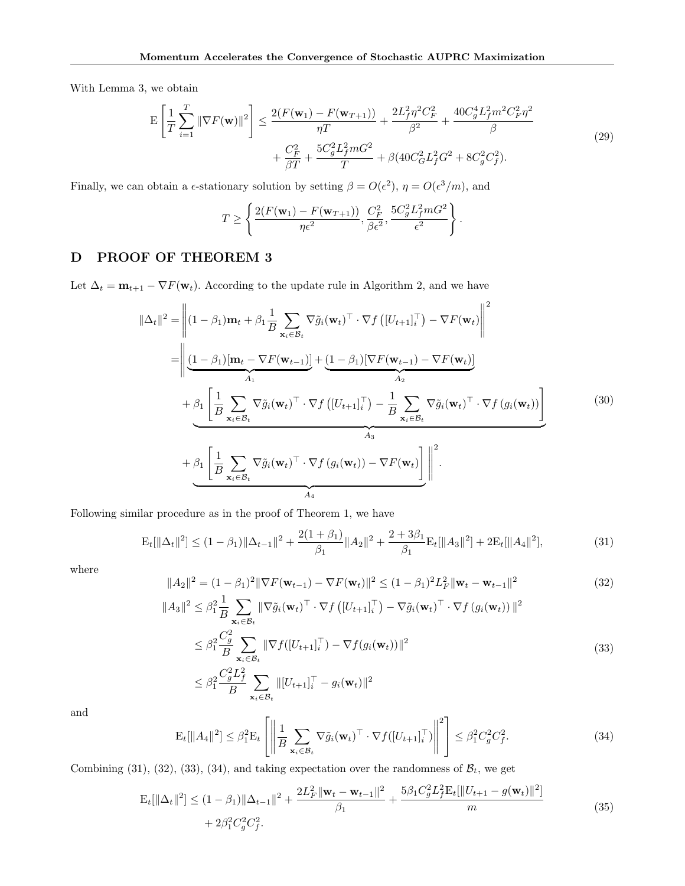With Lemma 3, we obtain

$$
\mathrm{E}\left[\frac{1}{T}\sum_{i=1}^{T}\|\nabla F(\mathbf{w})\|^2\right] \leq \frac{2(F(\mathbf{w}_1)-F(\mathbf{w}_{T+1}))}{\eta T} + \frac{2L_f^2\eta^2 C_F^2}{\beta^2} + \frac{40C_g^4 L_f^2 m^2 C_F^2 \eta^2}{\beta} + \frac{C_F^2}{\beta T} + \frac{5C_g^2 L_f^2 m G^2}{T} + \beta(40C_G^2 L_f^2 G^2 + 8C_g^2 C_f^2). \tag{29}
$$

Finally, we can obtain a $\epsilon$-stationary solution by setting $\beta = O(\epsilon^2)$, $\eta = O(\epsilon^3/m)$, and

$$
T \geq \left\{\frac{2(F(\mathbf{w}_1)-F(\mathbf{w}_{T+1}))}{\eta\epsilon^2}, \frac{C_F^2}{\beta\epsilon^2}, \frac{5C_g^2 L_f^2 m G^2}{\epsilon^2}\right\}.
$$

# D PROOF OF THEOREM 3

Let $\Delta_t = \mathbf{m}_{t+1} - \nabla F(\mathbf{w}_t)$. According to the update rule in Algorithm 2, and we have

$$
\begin{aligned}
\|\Delta_t\|^2 =& \left\|(1-\beta_1)\mathbf{m}_t + \beta_1 \frac{1}{B}\sum_{\mathbf{x}_i\in\mathcal{B}_t} \nabla\tilde{g}_i(\mathbf{w}_t)^\top \cdot \nabla f\left([U_{t+1}]_i^\top\right) - \nabla F(\mathbf{w}_t)\right\|^2 \\
=& \Bigg\|\underbrace{(1-\beta_1)[\mathbf{m}_t - \nabla F(\mathbf{w}_{t-1})]}_{A_1} + \underbrace{(1-\beta_1)[\nabla F(\mathbf{w}_{t-1}) - \nabla F(\mathbf{w}_t)]}_{A_2} \\
&+ \underbrace{\beta_1\left[\frac{1}{B}\sum_{\mathbf{x}_i\in\mathcal{B}_t} \nabla\tilde{g}_i(\mathbf{w}_t)^\top \cdot \nabla f\left([U_{t+1}]_i^\top\right) - \frac{1}{B}\sum_{\mathbf{x}_i\in\mathcal{B}_t} \nabla\tilde{g}_i(\mathbf{w}_t)^\top \cdot \nabla f\left(g_i(\mathbf{w}_t)\right)\right]}_{A_3} \\
&+ \underbrace{\beta_1\left[\frac{1}{B}\sum_{\mathbf{x}_i\in\mathcal{B}_t} \nabla\tilde{g}_i(\mathbf{w}_t)^\top \cdot \nabla f\left(g_i(\mathbf{w}_t)\right) - \nabla F(\mathbf{w}_t)\right]}_{A_4}\Bigg\|^2.
\end{aligned} \tag{30}
$$

Following similar procedure as in the proof of Theorem 1, we have

$$
\mathrm{E}_t[\|\Delta_t\|^2] \leq (1-\beta_1)\|\Delta_{t-1}\|^2 + \frac{2(1+\beta_1)}{\beta_1}\|A_2\|^2 + \frac{2+3\beta_1}{\beta_1}\mathrm{E}_t[\|A_3\|^2] + 2\mathrm{E}_t[\|A_4\|^2], \tag{31}
$$

where

$$
\|A_2\|^2 = (1-\beta_1)^2\|\nabla F(\mathbf{w}_{t-1}) - \nabla F(\mathbf{w}_t)\|^2 \leq (1-\beta_1)^2 L_F^2\|\mathbf{w}_t - \mathbf{w}_{t-1}\|^2 \tag{32}
$$

$$
\begin{aligned}
\|A_3\|^2 &\leq \beta_1^2 \frac{1}{B}\sum_{\mathbf{x}_i\in\mathcal{B}_t} \|\nabla\tilde{g}_i(\mathbf{w}_t)^\top \cdot \nabla f\left([U_{t+1}]_i^\top\right) - \nabla\tilde{g}_i(\mathbf{w}_t)^\top \cdot \nabla f\left(g_i(\mathbf{w}_t)\right)\|^2 \\
&\leq \beta_1^2 \frac{C_g^2}{B}\sum_{\mathbf{x}_i\in\mathcal{B}_t} \|\nabla f([U_{t+1}]_i^\top) - \nabla f(g_i(\mathbf{w}_t))\|^2 \\
&\leq \beta_1^2 \frac{C_g^2 L_f^2}{B}\sum_{\mathbf{x}_i\in\mathcal{B}_t} \|[U_{t+1}]_i^\top - g_i(\mathbf{w}_t)\|^2
\end{aligned} \tag{33}
$$

and

$$
\mathrm{E}_t[\|A_4\|^2] \leq \beta_1^2 \mathrm{E}_t\left[\left\|\frac{1}{B}\sum_{\mathbf{x}_i\in\mathcal{B}_t} \nabla\tilde{g}_i(\mathbf{w}_t)^\top \cdot \nabla f([U_{t+1}]_i^\top)\right\|^2\right] \leq \beta_1^2 C_g^2 C_f^2. \tag{34}
$$

Combining (31), (32), (33), (34), and taking expectation over the randomness of $\mathcal{B}_t$, we get

$$
\mathrm{E}_t[\|\Delta_t\|^2] \leq (1-\beta_1)\|\Delta_{t-1}\|^2 + \frac{2L_F^2\|\mathbf{w}_t - \mathbf{w}_{t-1}\|^2}{\beta_1} + \frac{5\beta_1 C_g^2 L_f^2 \mathrm{E}_t[\|U_{t+1} - g(\mathbf{w}_t)\|^2]}{m} + 2\beta_1^2 C_g^2 C_f^2. \tag{35}
$$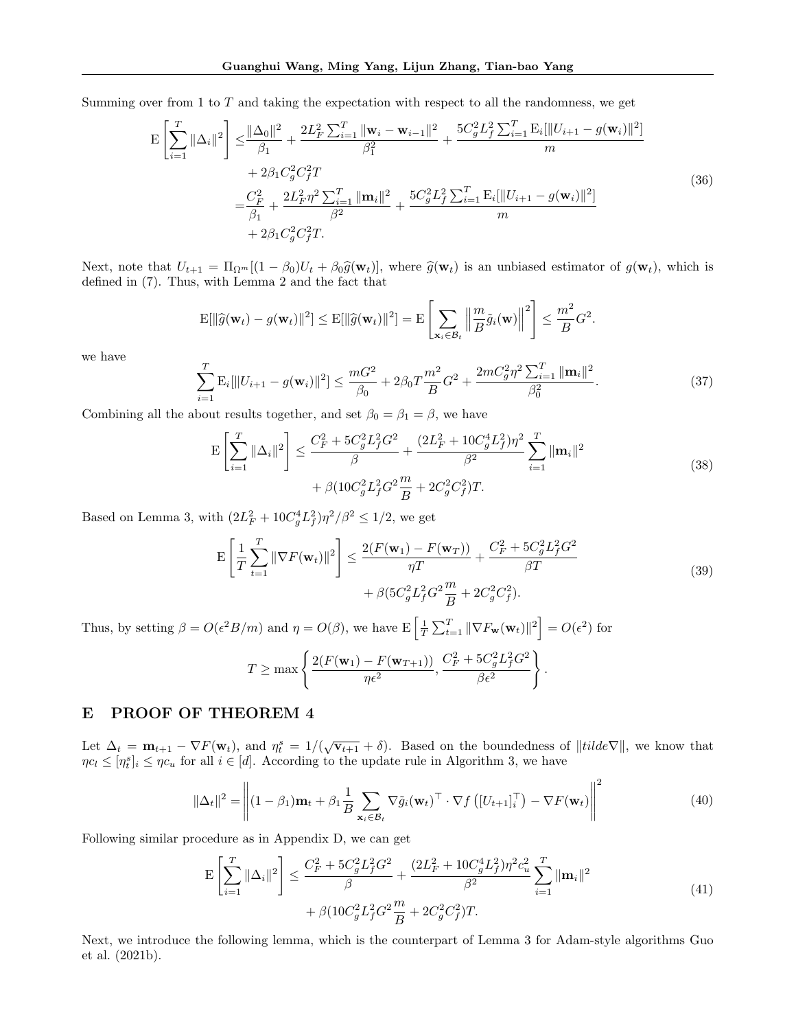Summing over from 1 to $T$ and taking the expectation with respect to all the randomness, we get

$$
\begin{aligned}
\mathrm{E}\left[\sum_{i=1}^{T}\|\Delta_i\|^2\right] \leq & \frac{\|\Delta_0\|^2}{\beta_1} + \frac{2L_F^2\sum_{i=1}^{T}\|\mathbf{w}_i - \mathbf{w}_{i-1}\|^2}{\beta_1^2} + \frac{5C_g^2L_f^2\sum_{i=1}^{T}\mathrm{E}_i[\|U_{i+1} - g(\mathbf{w}_i)\|^2]}{m} \\
& + 2\beta_1 C_g^2 C_f^2 T \\
= & \frac{C_F^2}{\beta_1} + \frac{2L_F^2\eta^2\sum_{i=1}^{T}\|\mathbf{m}_i\|^2}{\beta^2} + \frac{5C_g^2L_f^2\sum_{i=1}^{T}\mathrm{E}_i[\|U_{i+1} - g(\mathbf{w}_i)\|^2]}{m} \\
& + 2\beta_1 C_g^2 C_f^2 T.
\end{aligned}
\tag{36}
$$

Next, note that $U_{t+1} = \Pi_{\Omega^m}[(1-\beta_0)U_t + \beta_0\widehat{g}(\mathbf{w}_t)]$, where $\widehat{g}(\mathbf{w}_t)$ is an unbiased estimator of $g(\mathbf{w}_t)$, which is defined in (7). Thus, with Lemma 2 and the fact that

$$
\mathrm{E}[\|\widehat{g}(\mathbf{w}_t) - g(\mathbf{w}_t)\|^2] \leq \mathrm{E}[\|\widehat{g}(\mathbf{w}_t)\|^2] = \mathrm{E}\left[\sum_{\mathbf{x}_i\in\mathcal{B}_t}\left\|\frac{m}{B}\tilde{g}_i(\mathbf{w})\right\|^2\right] \leq \frac{m^2}{B}G^2.
$$

we have

$$
\sum_{i=1}^{T}\mathrm{E}_i[\|U_{i+1} - g(\mathbf{w}_i)\|^2] \leq \frac{mG^2}{\beta_0} + 2\beta_0 T\frac{m^2}{B}G^2 + \frac{2mC_g^2\eta^2\sum_{i=1}^{T}\|\mathbf{m}_i\|^2}{\beta_0^2}. \tag{37}
$$

Combining all the about results together, and set $\beta_0 = \beta_1 = \beta$, we have

$$
\begin{aligned}
\mathrm{E}\left[\sum_{i=1}^{T}\|\Delta_i\|^2\right] \leq & \frac{C_F^2 + 5C_g^2L_f^2G^2}{\beta} + \frac{(2L_F^2 + 10C_g^4L_f^2)\eta^2}{\beta^2}\sum_{i=1}^{T}\|\mathbf{m}_i\|^2 \\
& + \beta(10C_g^2L_f^2G^2\frac{m}{B} + 2C_g^2C_f^2)T.
\end{aligned}
\tag{38}
$$

Based on Lemma 3, with $(2L_F^2 + 10C_g^4L_f^2)\eta^2/\beta^2 \leq 1/2$, we get

$$
\begin{aligned}
\mathrm{E}\left[\frac{1}{T}\sum_{t=1}^{T}\|\nabla F(\mathbf{w}_t)\|^2\right] \leq & \frac{2(F(\mathbf{w}_1) - F(\mathbf{w}_T))}{\eta T} + \frac{C_F^2 + 5C_g^2L_f^2G^2}{\beta T} \\
& + \beta(5C_g^2L_f^2G^2\frac{m}{B} + 2C_g^2C_f^2).
\end{aligned}
\tag{39}
$$

Thus, by setting $\beta = O(\epsilon^2 B/m)$ and $\eta = O(\beta)$, we have $\mathrm{E}\left[\frac{1}{T}\sum_{t=1}^{T}\|\nabla F_{\mathbf{w}}(\mathbf{w}_t)\|^2\right] = O(\epsilon^2)$ for

$$
T \geq \max\left\{\frac{2(F(\mathbf{w}_1) - F(\mathbf{w}_{T+1}))}{\eta\epsilon^2}, \frac{C_F^2 + 5C_g^2L_f^2G^2}{\beta\epsilon^2}\right\}.
$$

## E PROOF OF THEOREM 4

Let $\Delta_t = \mathbf{m}_{t+1} - \nabla F(\mathbf{w}_t)$, and $\eta_t^s = 1/(\sqrt{\mathbf{v}_{t+1}} + \delta)$. Based on the boundedness of $\|tilde\nabla\|$, we know that $\eta c_l \leq [\eta_t^s]_i \leq \eta c_u$ for all $i \in [d]$. According to the update rule in Algorithm 3, we have

$$
\|\Delta_t\|^2 = \left\|(1-\beta_1)\mathbf{m}_t + \beta_1\frac{1}{B}\sum_{\mathbf{x}_i\in\mathcal{B}_t}\nabla\tilde{g}_i(\mathbf{w}_t)^\top \cdot \nabla f\left([U_{t+1}]_i^\top\right) - \nabla F(\mathbf{w}_t)\right\|^2 \tag{40}
$$

Following similar procedure as in Appendix D, we can get

$$
\begin{aligned}
\mathrm{E}\left[\sum_{i=1}^{T}\|\Delta_i\|^2\right] \leq & \frac{C_F^2 + 5C_g^2L_f^2G^2}{\beta} + \frac{(2L_F^2 + 10C_g^4L_f^2)\eta^2c_u^2}{\beta^2}\sum_{i=1}^{T}\|\mathbf{m}_i\|^2 \\
& + \beta(10C_g^2L_f^2G^2\frac{m}{B} + 2C_g^2C_f^2)T.
\end{aligned}
\tag{41}
$$

Next, we introduce the following lemma, which is the counterpart of Lemma 3 for Adam-style algorithms Guo et al. (2021b).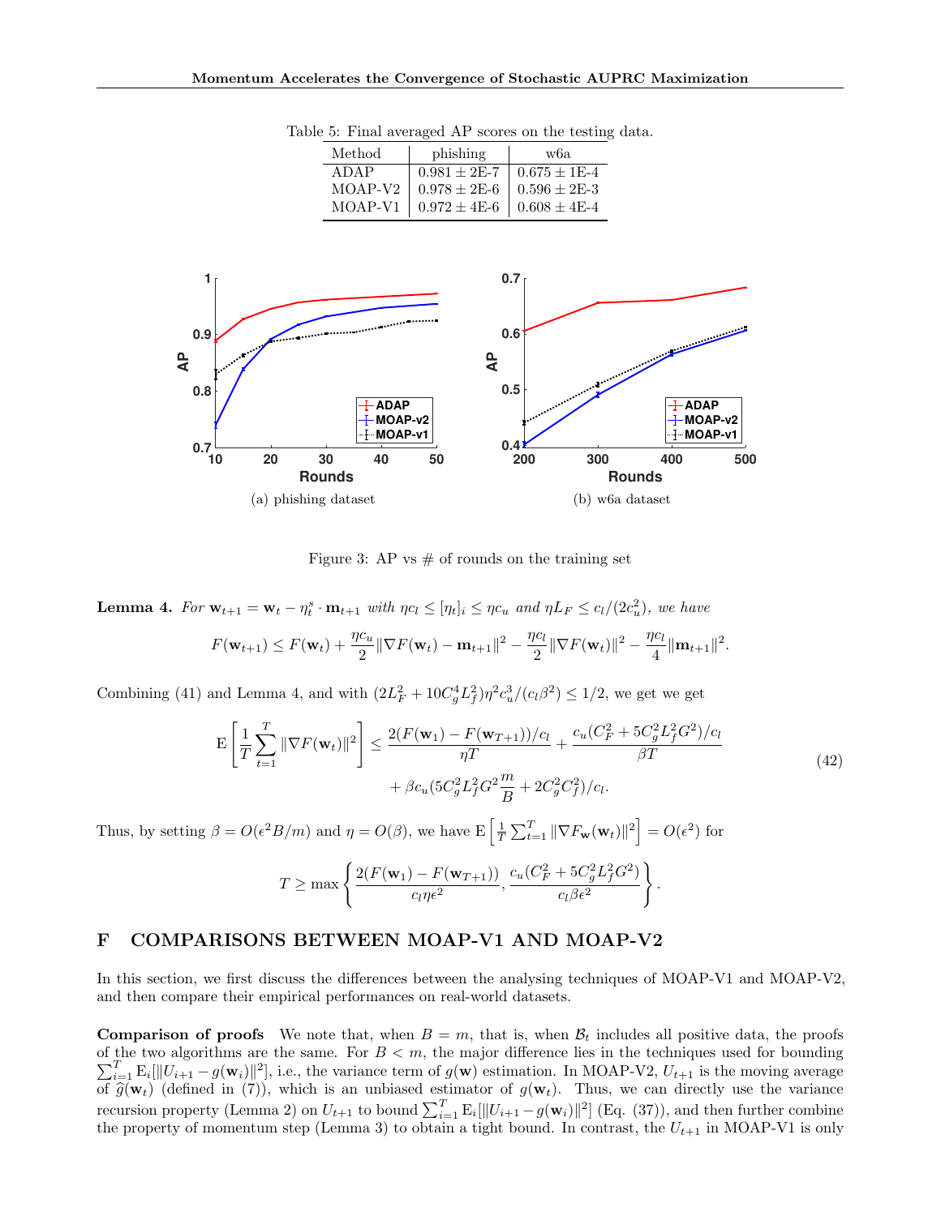Table 5: Final averaged AP scores on the testing data.

| Method | phishing | w6a |
|---|---|---|
| ADAP | 0.981 ± 2E-7 | 0.675 ± 1E-4 |
| MOAP-V2 | 0.978 ± 2E-6 | 0.596 ± 2E-3 |
| MOAP-V1 | 0.972 ± 4E-6 | 0.608 ± 4E-4 |

(a) phishing dataset

(b) w6a dataset

Figure 3: AP vs # of rounds on the training set

**Lemma 4.** *For $\mathbf{w}_{t+1} = \mathbf{w}_t - \eta_t^s \cdot \mathbf{m}_{t+1}$ with $\eta c_l \leq [\eta_t]_i \leq \eta c_u$ and $\eta L_F \leq c_l/(2c_u^2)$, we have*

$$F(\mathbf{w}_{t+1}) \leq F(\mathbf{w}_t) + \frac{\eta c_u}{2}\|\nabla F(\mathbf{w}_t) - \mathbf{m}_{t+1}\|^2 - \frac{\eta c_l}{2}\|\nabla F(\mathbf{w}_t)\|^2 - \frac{\eta c_l}{4}\|\mathbf{m}_{t+1}\|^2.$$

Combining (41) and Lemma 4, and with $(2L_F^2 + 10C_g^4 L_f^2)\eta^2 c_u^3/(c_l \beta^2) \leq 1/2$, we get we get

$$\mathrm{E}\left[\frac{1}{T}\sum_{t=1}^{T}\|\nabla F(\mathbf{w}_t)\|^2\right] \leq \frac{2(F(\mathbf{w}_1) - F(\mathbf{w}_{T+1}))/c_l}{\eta T} + \frac{c_u(C_F^2 + 5C_g^2 L_f^2 G^2)/c_l}{\beta T} + \beta c_u(5C_g^2 L_f^2 G^2 \frac{m}{B} + 2C_g^2 C_f^2)/c_l. \tag{42}$$

Thus, by setting $\beta = O(\epsilon^2 B/m)$ and $\eta = O(\beta)$, we have $\mathrm{E}\left[\frac{1}{T}\sum_{t=1}^{T}\|\nabla F_{\mathbf{w}}(\mathbf{w}_t)\|^2\right] = O(\epsilon^2)$ for

$$T \geq \max\left\{\frac{2(F(\mathbf{w}_1) - F(\mathbf{w}_{T+1}))}{c_l \eta \epsilon^2}, \frac{c_u(C_F^2 + 5C_g^2 L_f^2 G^2)}{c_l \beta \epsilon^2}\right\}.$$

# F COMPARISONS BETWEEN MOAP-V1 AND MOAP-V2

In this section, we first discuss the differences between the analysing techniques of MOAP-V1 and MOAP-V2, and then compare their empirical performances on real-world datasets.

**Comparison of proofs** We note that, when $B = m$, that is, when $\mathcal{B}_t$ includes all positive data, the proofs of the two algorithms are the same. For $B < m$, the major difference lies in the techniques used for bounding $\sum_{i=1}^{T}\mathrm{E}_i[\|U_{i+1} - g(\mathbf{w}_i)\|^2]$, i.e., the variance term of $g(\mathbf{w})$ estimation. In MOAP-V2, $U_{t+1}$ is the moving average of $\widehat{g}(\mathbf{w}_t)$ (defined in (7)), which is an unbiased estimator of $g(\mathbf{w}_t)$. Thus, we can directly use the variance recursion property (Lemma 2) on $U_{t+1}$ to bound $\sum_{i=1}^{T}\mathrm{E}_i[\|U_{i+1} - g(\mathbf{w}_i)\|^2]$ (Eq. (37)), and then further combine the property of momentum step (Lemma 3) to obtain a tight bound. In contrast, the $U_{t+1}$ in MOAP-V1 is only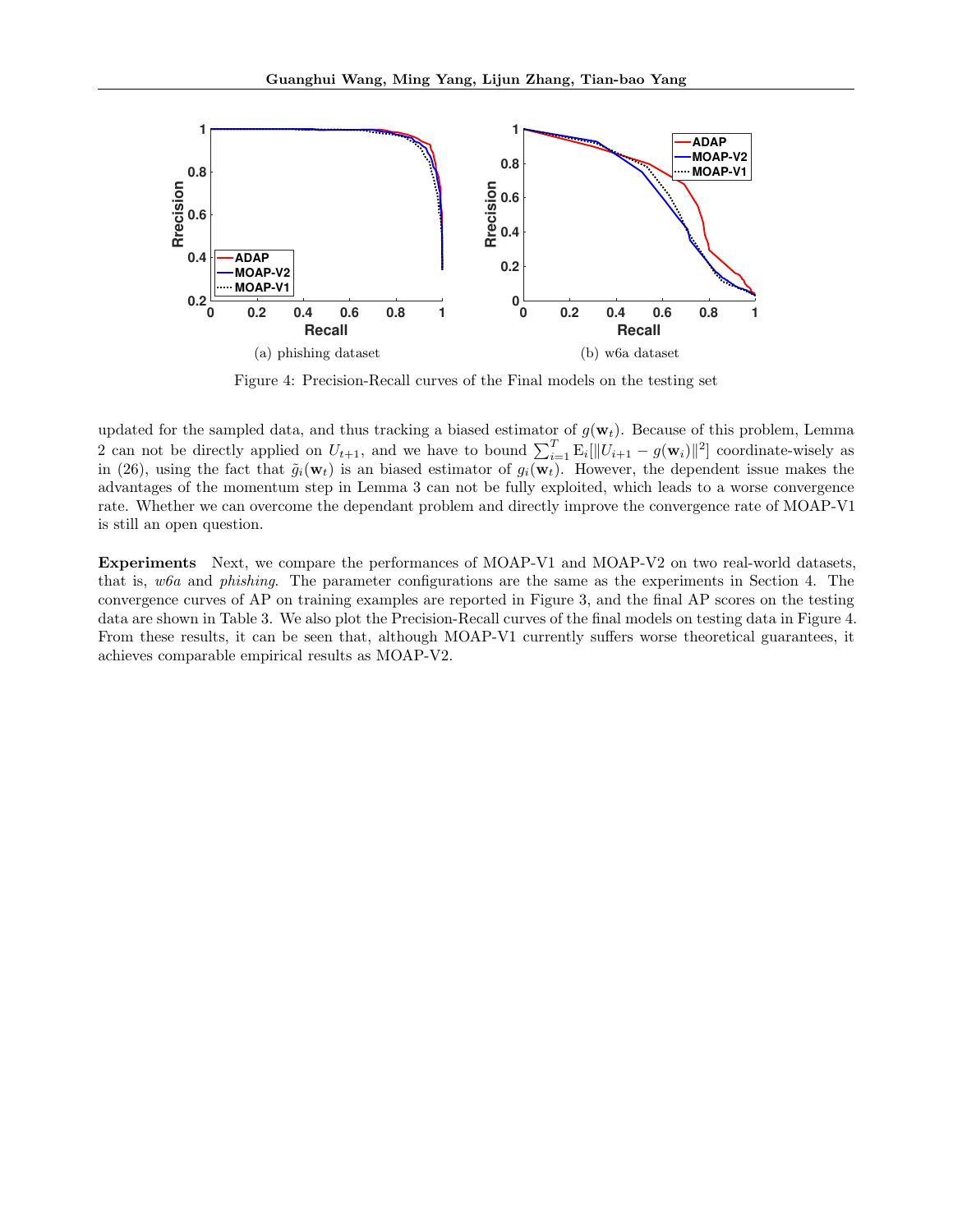1
0.8
Rrecision
0.6
0.4
0.2
0 0.2 0.4 0.6 0.8 1
Recall
ADAP
MOAP-V2
MOAP-V1

(a) phishing dataset

1
0.8
Rrecision
0.6
0.4
0.2
0
0 0.2 0.4 0.6 0.8 1
Recall
ADAP
MOAP-V2
MOAP-V1

(b) w6a dataset

Figure 4: Precision-Recall curves of the Final models on the testing set

updated for the sampled data, and thus tracking a biased estimator of $g(\mathbf{w}_t)$. Because of this problem, Lemma 2 can not be directly applied on $U_{t+1}$, and we have to bound $\sum_{i=1}^{T} \mathrm{E}_i[\|U_{i+1} - g(\mathbf{w}_i)\|^2]$ coordinate-wisely as in (26), using the fact that $\tilde{g}_i(\mathbf{w}_t)$ is an biased estimator of $g_i(\mathbf{w}_t)$. However, the dependent issue makes the advantages of the momentum step in Lemma 3 can not be fully exploited, which leads to a worse convergence rate. Whether we can overcome the dependant problem and directly improve the convergence rate of MOAP-V1 is still an open question.

**Experiments** Next, we compare the performances of MOAP-V1 and MOAP-V2 on two real-world datasets, that is, *w6a* and *phishing*. The parameter configurations are the same as the experiments in Section 4. The convergence curves of AP on training examples are reported in Figure 3, and the final AP scores on the testing data are shown in Table 3. We also plot the Precision-Recall curves of the final models on testing data in Figure 4. From these results, it can be seen that, although MOAP-V1 currently suffers worse theoretical guarantees, it achieves comparable empirical results as MOAP-V2.